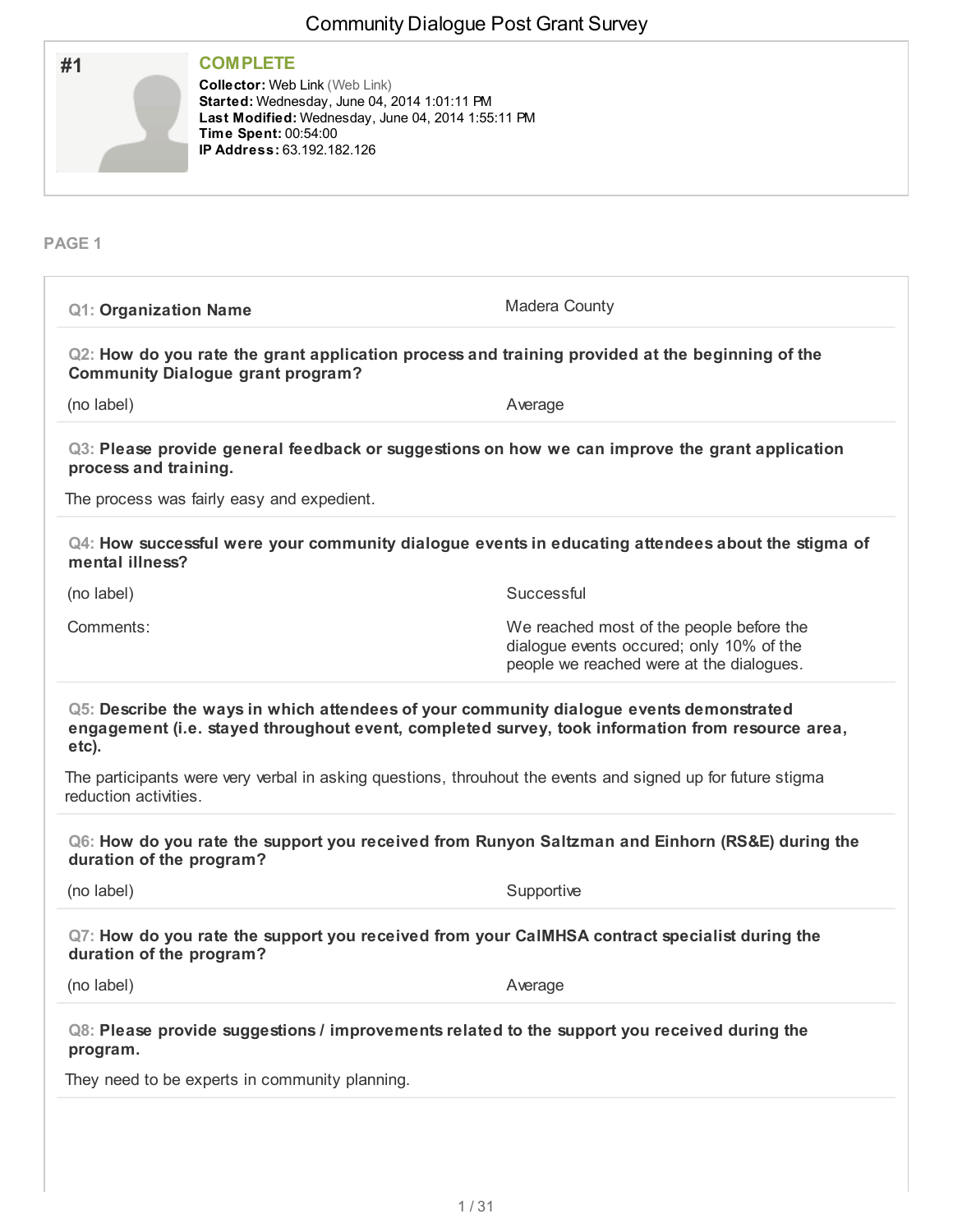# Community Dialogue Post Grant Survey

**#1**

**COMPLETE**

**Collector:** Web Link (Web Link)
**Started:** Wednesday, June 04, 2014 1:01:11 PM
**Last Modified:** Wednesday, June 04, 2014 1:55:11 PM
**Time Spent:** 00:54:00
**IP Address:** 63.192.182.126

## PAGE 1

**Q1: Organization Name**

Madera County

**Q2: How do you rate the grant application process and training provided at the beginning of the Community Dialogue grant program?**

(no label) — Average

**Q3: Please provide general feedback or suggestions on how we can improve the grant application process and training.**

The process was fairly easy and expedient.

**Q4: How successful were your community dialogue events in educating attendees about the stigma of mental illness?**

(no label) — Successful

Comments: We reached most of the people before the dialogue events occured; only 10% of the people we reached were at the dialogues.

**Q5: Describe the ways in which attendees of your community dialogue events demonstrated engagement (i.e. stayed throughout event, completed survey, took information from resource area, etc).**

The participants were very verbal in asking questions, throuhout the events and signed up for future stigma reduction activities.

**Q6: How do you rate the support you received from Runyon Saltzman and Einhorn (RS&E) during the duration of the program?**

(no label) — Supportive

**Q7: How do you rate the support you received from your CalMHSA contract specialist during the duration of the program?**

(no label) — Average

**Q8: Please provide suggestions / improvements related to the support you received during the program.**

They need to be experts in community planning.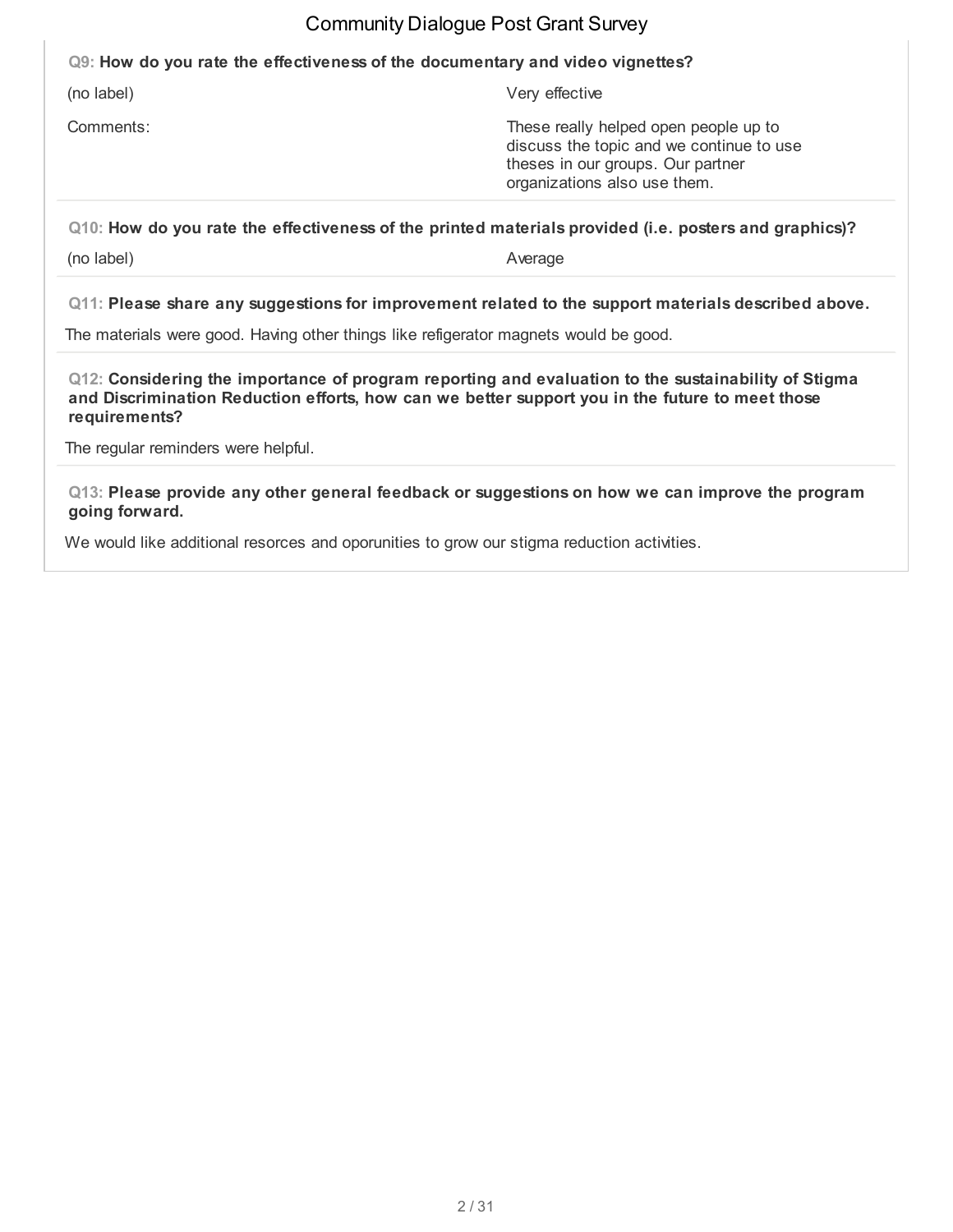**Q9: How do you rate the effectiveness of the documentary and video vignettes?**

| | |
|---|---|
| (no label) | Very effective |
| Comments: | These really helped open people up to discuss the topic and we continue to use theses in our groups. Our partner organizations also use them. |

**Q10: How do you rate the effectiveness of the printed materials provided (i.e. posters and graphics)?**

| | |
|---|---|
| (no label) | Average |

**Q11: Please share any suggestions for improvement related to the support materials described above.**

The materials were good. Having other things like refigerator magnets would be good.

**Q12: Considering the importance of program reporting and evaluation to the sustainability of Stigma and Discrimination Reduction efforts, how can we better support you in the future to meet those requirements?**

The regular reminders were helpful.

**Q13: Please provide any other general feedback or suggestions on how we can improve the program going forward.**

We would like additional resorces and oporunities to grow our stigma reduction activities.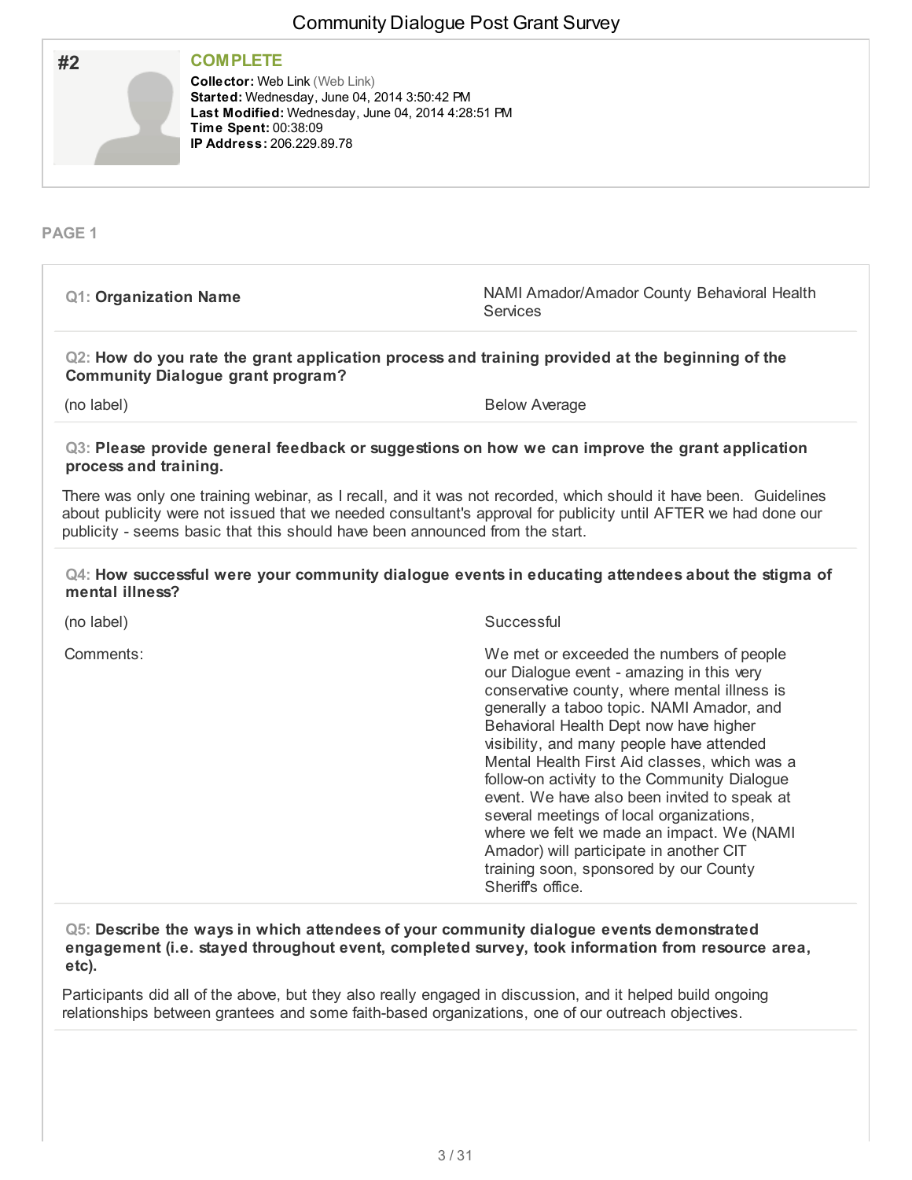# Community Dialogue Post Grant Survey

## #2

**COMPLETE**

**Collector:** Web Link (Web Link)
**Started:** Wednesday, June 04, 2014 3:50:42 PM
**Last Modified:** Wednesday, June 04, 2014 4:28:51 PM
**Time Spent:** 00:38:09
**IP Address:** 206.229.89.78

### PAGE 1

**Q1: Organization Name**

NAMI Amador/Amador County Behavioral Health Services

**Q2: How do you rate the grant application process and training provided at the beginning of the Community Dialogue grant program?**

| | |
|---|---|
| (no label) | Below Average |

**Q3: Please provide general feedback or suggestions on how we can improve the grant application process and training.**

There was only one training webinar, as I recall, and it was not recorded, which should it have been. Guidelines about publicity were not issued that we needed consultant's approval for publicity until AFTER we had done our publicity - seems basic that this should have been announced from the start.

**Q4: How successful were your community dialogue events in educating attendees about the stigma of mental illness?**

| | |
|---|---|
| (no label) | Successful |
| Comments: | We met or exceeded the numbers of people our Dialogue event - amazing in this very conservative county, where mental illness is generally a taboo topic. NAMI Amador, and Behavioral Health Dept now have higher visibility, and many people have attended Mental Health First Aid classes, which was a follow-on activity to the Community Dialogue event. We have also been invited to speak at several meetings of local organizations, where we felt we made an impact. We (NAMI Amador) will participate in another CIT training soon, sponsored by our County Sheriff's office. |

**Q5: Describe the ways in which attendees of your community dialogue events demonstrated engagement (i.e. stayed throughout event, completed survey, took information from resource area, etc).**

Participants did all of the above, but they also really engaged in discussion, and it helped build ongoing relationships between grantees and some faith-based organizations, one of our outreach objectives.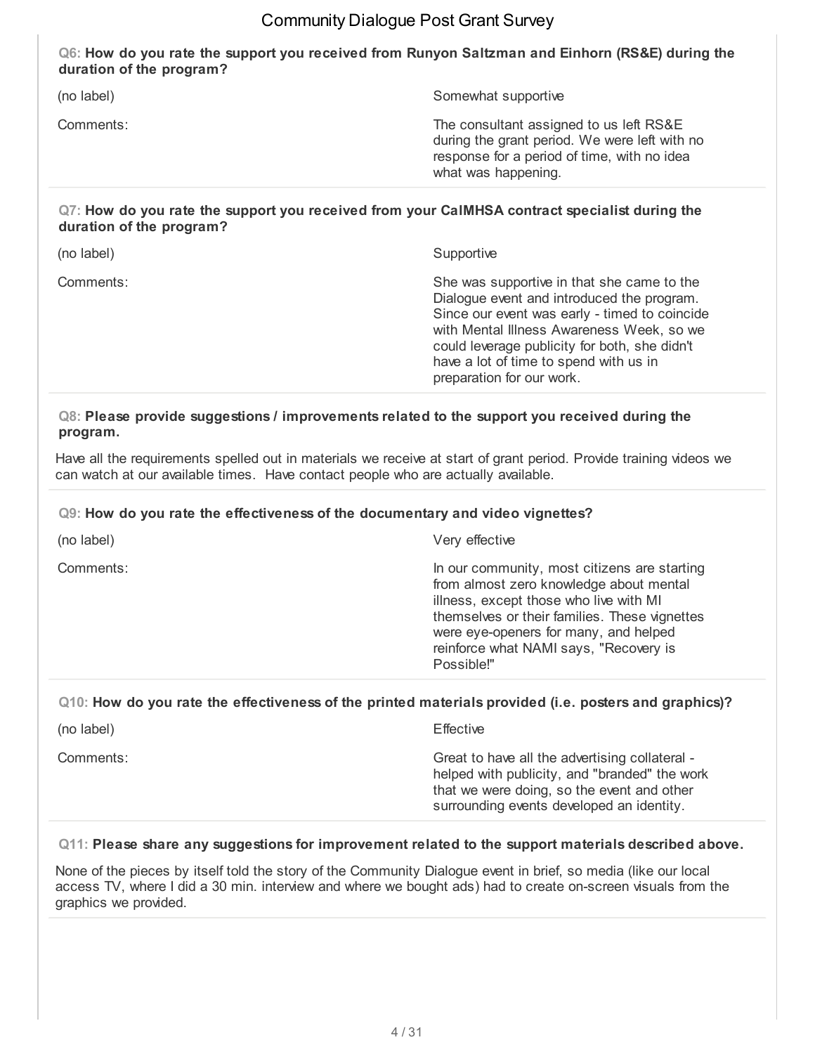**Q6: How do you rate the support you received from Runyon Saltzman and Einhorn (RS&E) during the duration of the program?**

| | |
|---|---|
| (no label) | Somewhat supportive |
| Comments: | The consultant assigned to us left RS&E during the grant period. We were left with no response for a period of time, with no idea what was happening. |

**Q7: How do you rate the support you received from your CalMHSA contract specialist during the duration of the program?**

| | |
|---|---|
| (no label) | Supportive |
| Comments: | She was supportive in that she came to the Dialogue event and introduced the program. Since our event was early - timed to coincide with Mental Illness Awareness Week, so we could leverage publicity for both, she didn't have a lot of time to spend with us in preparation for our work. |

**Q8: Please provide suggestions / improvements related to the support you received during the program.**

Have all the requirements spelled out in materials we receive at start of grant period. Provide training videos we can watch at our available times. Have contact people who are actually available.

**Q9: How do you rate the effectiveness of the documentary and video vignettes?**

| | |
|---|---|
| (no label) | Very effective |
| Comments: | In our community, most citizens are starting from almost zero knowledge about mental illness, except those who live with MI themselves or their families. These vignettes were eye-openers for many, and helped reinforce what NAMI says, "Recovery is Possible!" |

**Q10: How do you rate the effectiveness of the printed materials provided (i.e. posters and graphics)?**

| | |
|---|---|
| (no label) | Effective |
| Comments: | Great to have all the advertising collateral - helped with publicity, and "branded" the work that we were doing, so the event and other surrounding events developed an identity. |

**Q11: Please share any suggestions for improvement related to the support materials described above.**

None of the pieces by itself told the story of the Community Dialogue event in brief, so media (like our local access TV, where I did a 30 min. interview and where we bought ads) had to create on-screen visuals from the graphics we provided.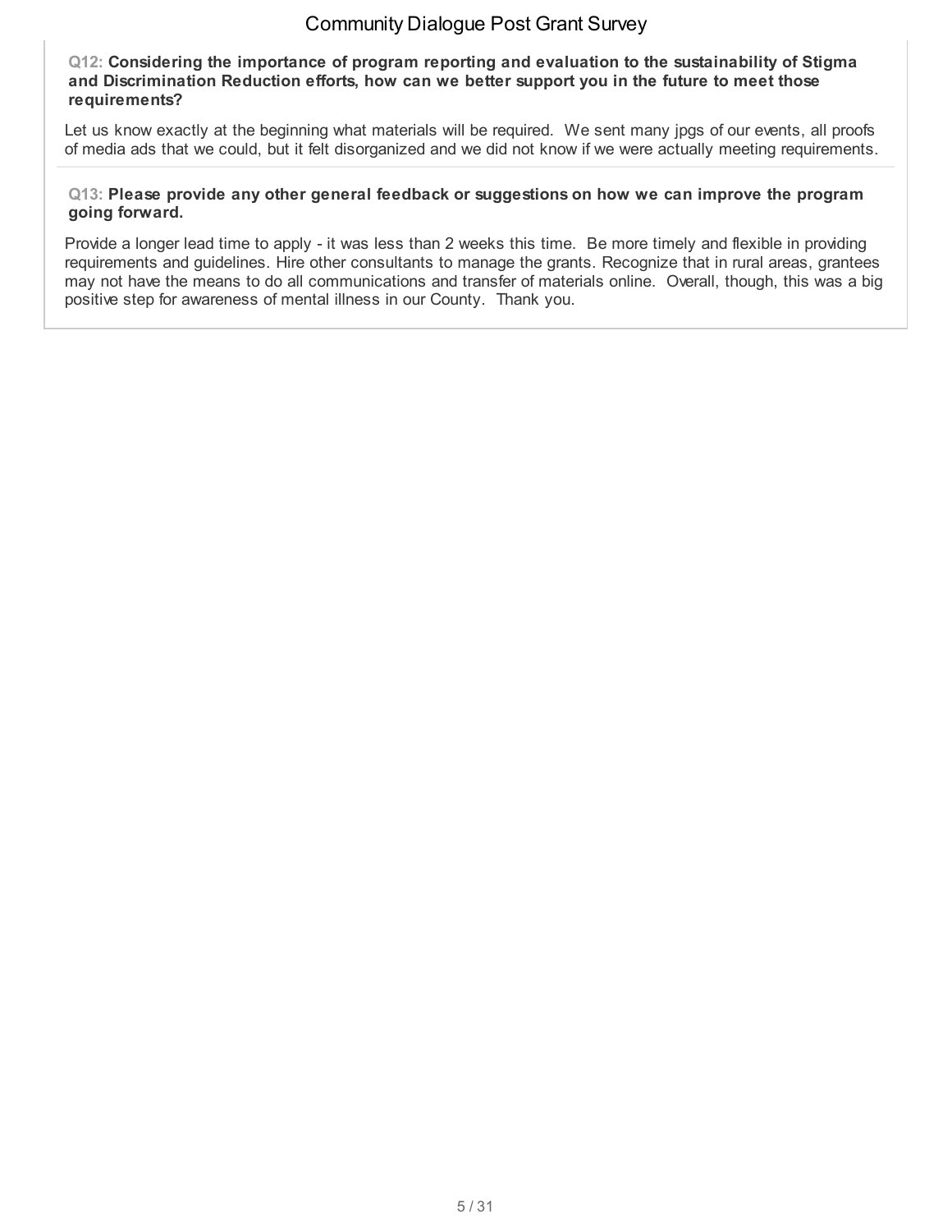**Q12: Considering the importance of program reporting and evaluation to the sustainability of Stigma and Discrimination Reduction efforts, how can we better support you in the future to meet those requirements?**

Let us know exactly at the beginning what materials will be required. We sent many jpgs of our events, all proofs of media ads that we could, but it felt disorganized and we did not know if we were actually meeting requirements.

**Q13: Please provide any other general feedback or suggestions on how we can improve the program going forward.**

Provide a longer lead time to apply - it was less than 2 weeks this time. Be more timely and flexible in providing requirements and guidelines. Hire other consultants to manage the grants. Recognize that in rural areas, grantees may not have the means to do all communications and transfer of materials online. Overall, though, this was a big positive step for awareness of mental illness in our County. Thank you.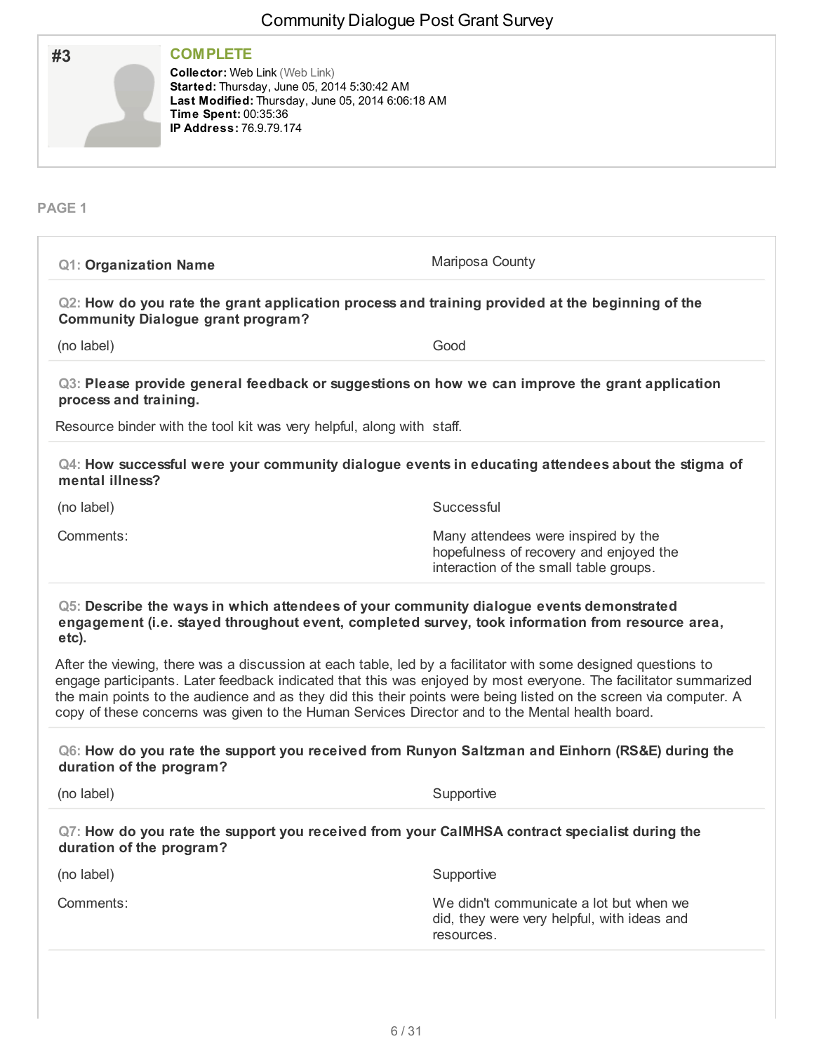# Community Dialogue Post Grant Survey

## #3

**COMPLETE**

**Collector:** Web Link (Web Link)
**Started:** Thursday, June 05, 2014 5:30:42 AM
**Last Modified:** Thursday, June 05, 2014 6:06:18 AM
**Time Spent:** 00:35:36
**IP Address:** 76.9.79.174

### PAGE 1

**Q1: Organization Name**

Mariposa County

**Q2: How do you rate the grant application process and training provided at the beginning of the Community Dialogue grant program?**

| | |
|---|---|
| (no label) | Good |

**Q3: Please provide general feedback or suggestions on how we can improve the grant application process and training.**

Resource binder with the tool kit was very helpful, along with staff.

**Q4: How successful were your community dialogue events in educating attendees about the stigma of mental illness?**

| | |
|---|---|
| (no label) | Successful |
| Comments: | Many attendees were inspired by the hopefulness of recovery and enjoyed the interaction of the small table groups. |

**Q5: Describe the ways in which attendees of your community dialogue events demonstrated engagement (i.e. stayed throughout event, completed survey, took information from resource area, etc).**

After the viewing, there was a discussion at each table, led by a facilitator with some designed questions to engage participants. Later feedback indicated that this was enjoyed by most everyone. The facilitator summarized the main points to the audience and as they did this their points were being listed on the screen via computer. A copy of these concerns was given to the Human Services Director and to the Mental health board.

**Q6: How do you rate the support you received from Runyon Saltzman and Einhorn (RS&E) during the duration of the program?**

| | |
|---|---|
| (no label) | Supportive |

**Q7: How do you rate the support you received from your CalMHSA contract specialist during the duration of the program?**

| | |
|---|---|
| (no label) | Supportive |
| Comments: | We didn't communicate a lot but when we did, they were very helpful, with ideas and resources. |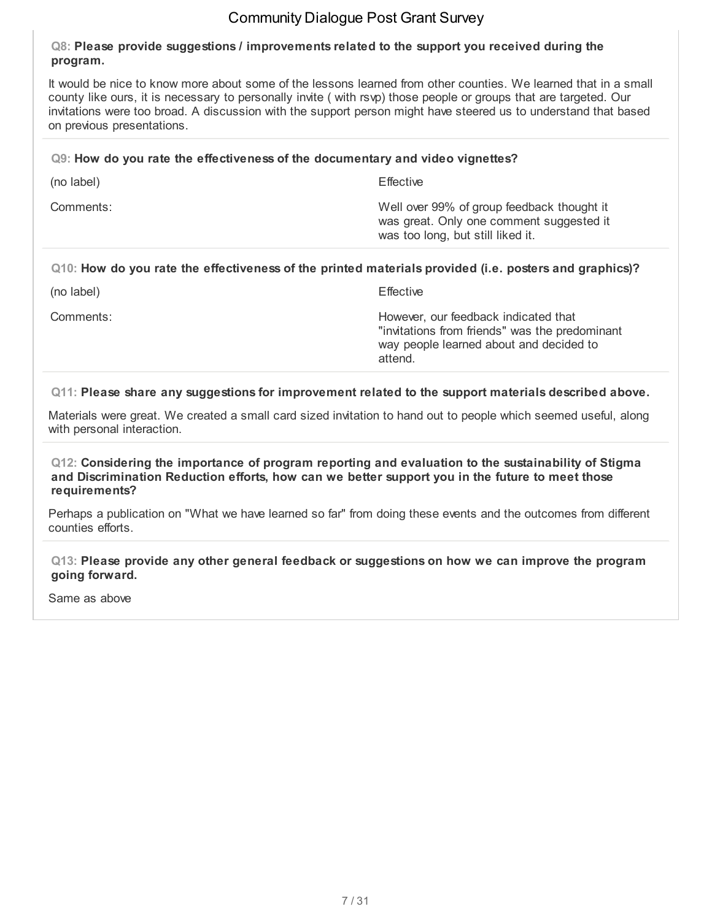**Q8: Please provide suggestions / improvements related to the support you received during the program.**

It would be nice to know more about some of the lessons learned from other counties. We learned that in a small county like ours, it is necessary to personally invite ( with rsvp) those people or groups that are targeted. Our invitations were too broad. A discussion with the support person might have steered us to understand that based on previous presentations.

**Q9: How do you rate the effectiveness of the documentary and video vignettes?**

| | |
|---|---|
| (no label) | Effective |
| Comments: | Well over 99% of group feedback thought it was great. Only one comment suggested it was too long, but still liked it. |

**Q10: How do you rate the effectiveness of the printed materials provided (i.e. posters and graphics)?**

| | |
|---|---|
| (no label) | Effective |
| Comments: | However, our feedback indicated that "invitations from friends" was the predominant way people learned about and decided to attend. |

**Q11: Please share any suggestions for improvement related to the support materials described above.**

Materials were great. We created a small card sized invitation to hand out to people which seemed useful, along with personal interaction.

**Q12: Considering the importance of program reporting and evaluation to the sustainability of Stigma and Discrimination Reduction efforts, how can we better support you in the future to meet those requirements?**

Perhaps a publication on "What we have learned so far" from doing these events and the outcomes from different counties efforts.

**Q13: Please provide any other general feedback or suggestions on how we can improve the program going forward.**

Same as above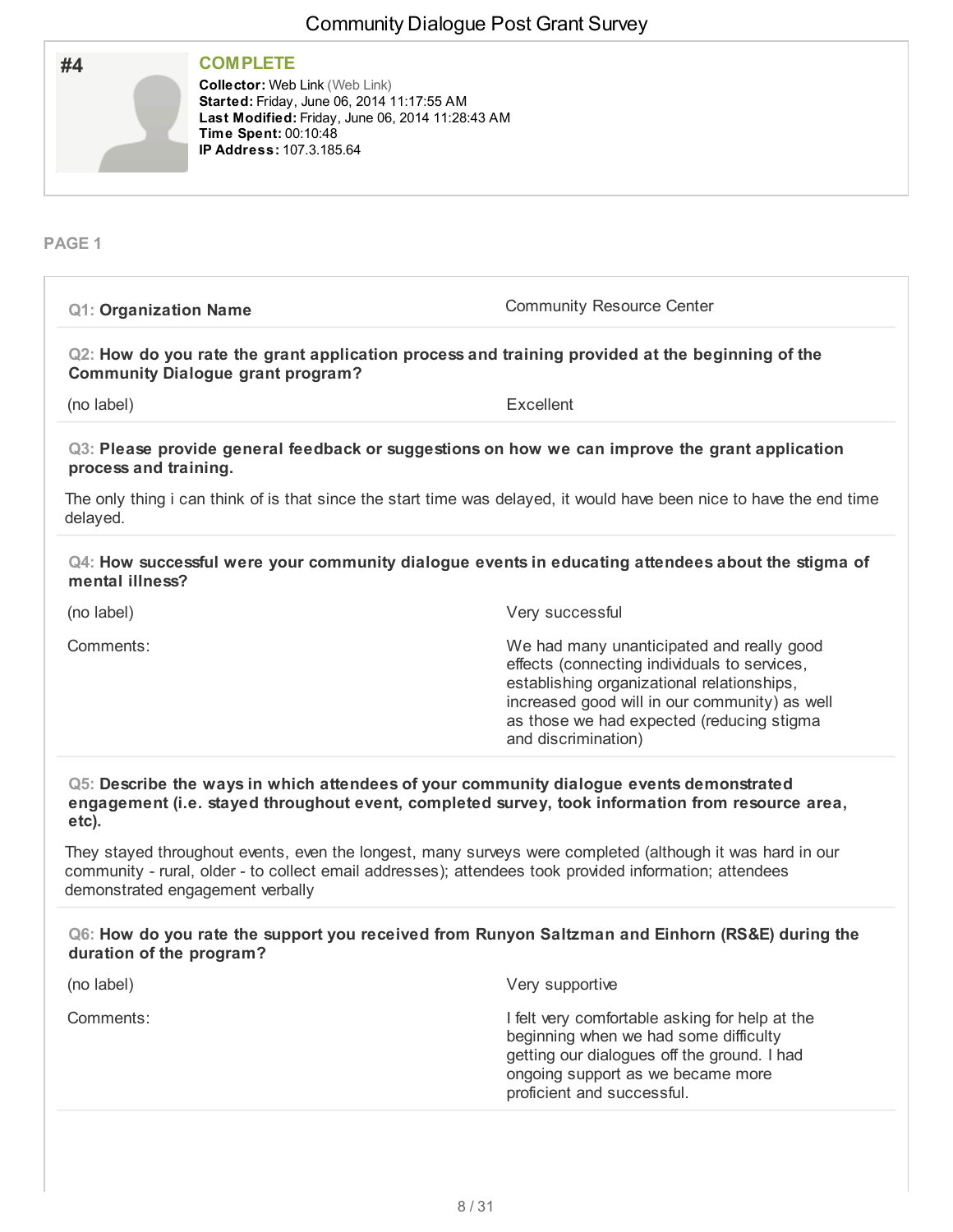# Community Dialogue Post Grant Survey

**#4**

**COMPLETE**

**Collector:** Web Link (Web Link)
**Started:** Friday, June 06, 2014 11:17:55 AM
**Last Modified:** Friday, June 06, 2014 11:28:43 AM
**Time Spent:** 00:10:48
**IP Address:** 107.3.185.64

## PAGE 1

**Q1: Organization Name**

Community Resource Center

**Q2: How do you rate the grant application process and training provided at the beginning of the Community Dialogue grant program?**

(no label) — Excellent

**Q3: Please provide general feedback or suggestions on how we can improve the grant application process and training.**

The only thing i can think of is that since the start time was delayed, it would have been nice to have the end time delayed.

**Q4: How successful were your community dialogue events in educating attendees about the stigma of mental illness?**

(no label) — Very successful

Comments: We had many unanticipated and really good effects (connecting individuals to services, establishing organizational relationships, increased good will in our community) as well as those we had expected (reducing stigma and discrimination)

**Q5: Describe the ways in which attendees of your community dialogue events demonstrated engagement (i.e. stayed throughout event, completed survey, took information from resource area, etc).**

They stayed throughout events, even the longest, many surveys were completed (although it was hard in our community - rural, older - to collect email addresses); attendees took provided information; attendees demonstrated engagement verbally

**Q6: How do you rate the support you received from Runyon Saltzman and Einhorn (RS&E) during the duration of the program?**

(no label) — Very supportive

Comments: I felt very comfortable asking for help at the beginning when we had some difficulty getting our dialogues off the ground. I had ongoing support as we became more proficient and successful.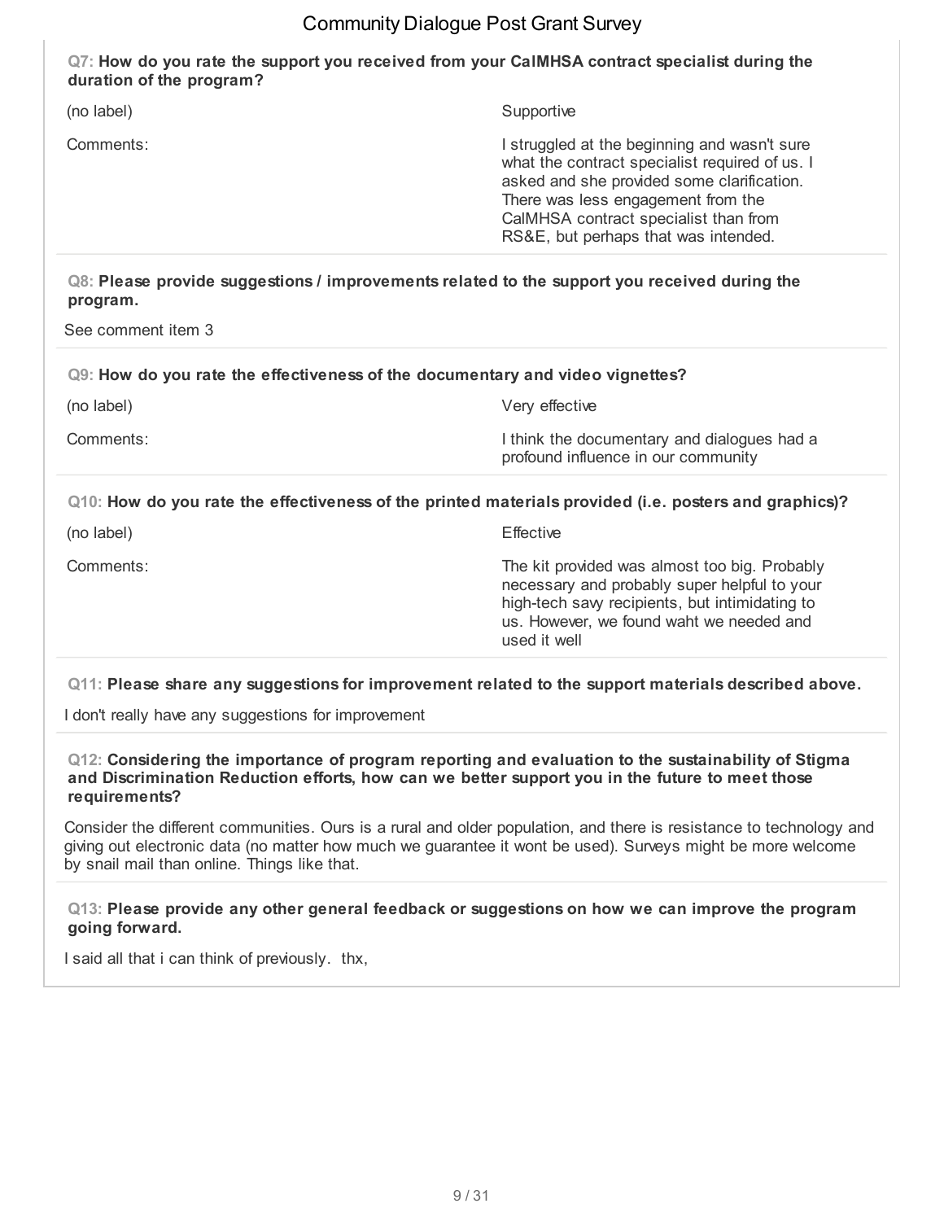**Q7: How do you rate the support you received from your CalMHSA contract specialist during the duration of the program?**

| | |
|---|---|
| (no label) | Supportive |
| Comments: | I struggled at the beginning and wasn't sure what the contract specialist required of us. I asked and she provided some clarification. There was less engagement from the CalMHSA contract specialist than from RS&E, but perhaps that was intended. |

**Q8: Please provide suggestions / improvements related to the support you received during the program.**

See comment item 3

**Q9: How do you rate the effectiveness of the documentary and video vignettes?**

| | |
|---|---|
| (no label) | Very effective |
| Comments: | I think the documentary and dialogues had a profound influence in our community |

**Q10: How do you rate the effectiveness of the printed materials provided (i.e. posters and graphics)?**

| | |
|---|---|
| (no label) | Effective |
| Comments: | The kit provided was almost too big. Probably necessary and probably super helpful to your high-tech savy recipients, but intimidating to us. However, we found waht we needed and used it well |

**Q11: Please share any suggestions for improvement related to the support materials described above.**

I don't really have any suggestions for improvement

**Q12: Considering the importance of program reporting and evaluation to the sustainability of Stigma and Discrimination Reduction efforts, how can we better support you in the future to meet those requirements?**

Consider the different communities. Ours is a rural and older population, and there is resistance to technology and giving out electronic data (no matter how much we guarantee it wont be used). Surveys might be more welcome by snail mail than online. Things like that.

**Q13: Please provide any other general feedback or suggestions on how we can improve the program going forward.**

I said all that i can think of previously. thx,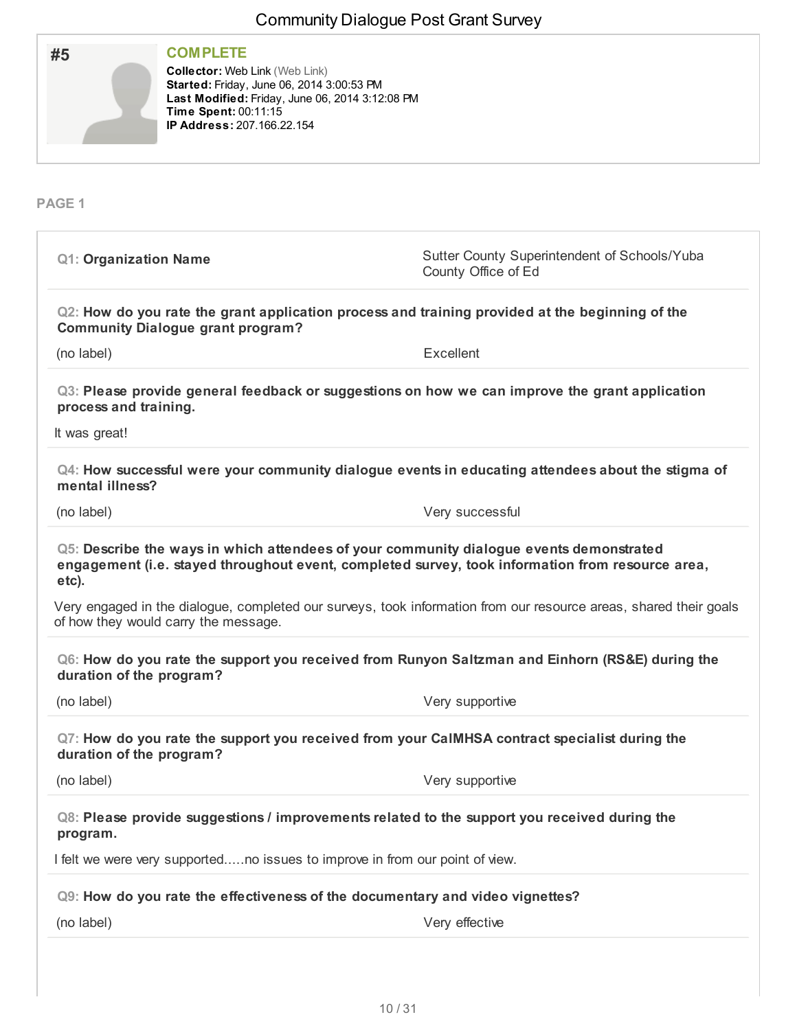# Community Dialogue Post Grant Survey

## #5

**COMPLETE**

**Collector:** Web Link (Web Link)
**Started:** Friday, June 06, 2014 3:00:53 PM
**Last Modified:** Friday, June 06, 2014 3:12:08 PM
**Time Spent:** 00:11:15
**IP Address:** 207.166.22.154

### PAGE 1

**Q1: Organization Name**

Sutter County Superintendent of Schools/Yuba County Office of Ed

**Q2: How do you rate the grant application process and training provided at the beginning of the Community Dialogue grant program?**

(no label) — Excellent

**Q3: Please provide general feedback or suggestions on how we can improve the grant application process and training.**

It was great!

**Q4: How successful were your community dialogue events in educating attendees about the stigma of mental illness?**

(no label) — Very successful

**Q5: Describe the ways in which attendees of your community dialogue events demonstrated engagement (i.e. stayed throughout event, completed survey, took information from resource area, etc).**

Very engaged in the dialogue, completed our surveys, took information from our resource areas, shared their goals of how they would carry the message.

**Q6: How do you rate the support you received from Runyon Saltzman and Einhorn (RS&E) during the duration of the program?**

(no label) — Very supportive

**Q7: How do you rate the support you received from your CalMHSA contract specialist during the duration of the program?**

(no label) — Very supportive

**Q8: Please provide suggestions / improvements related to the support you received during the program.**

I felt we were very supported.....no issues to improve in from our point of view.

**Q9: How do you rate the effectiveness of the documentary and video vignettes?**

(no label) — Very effective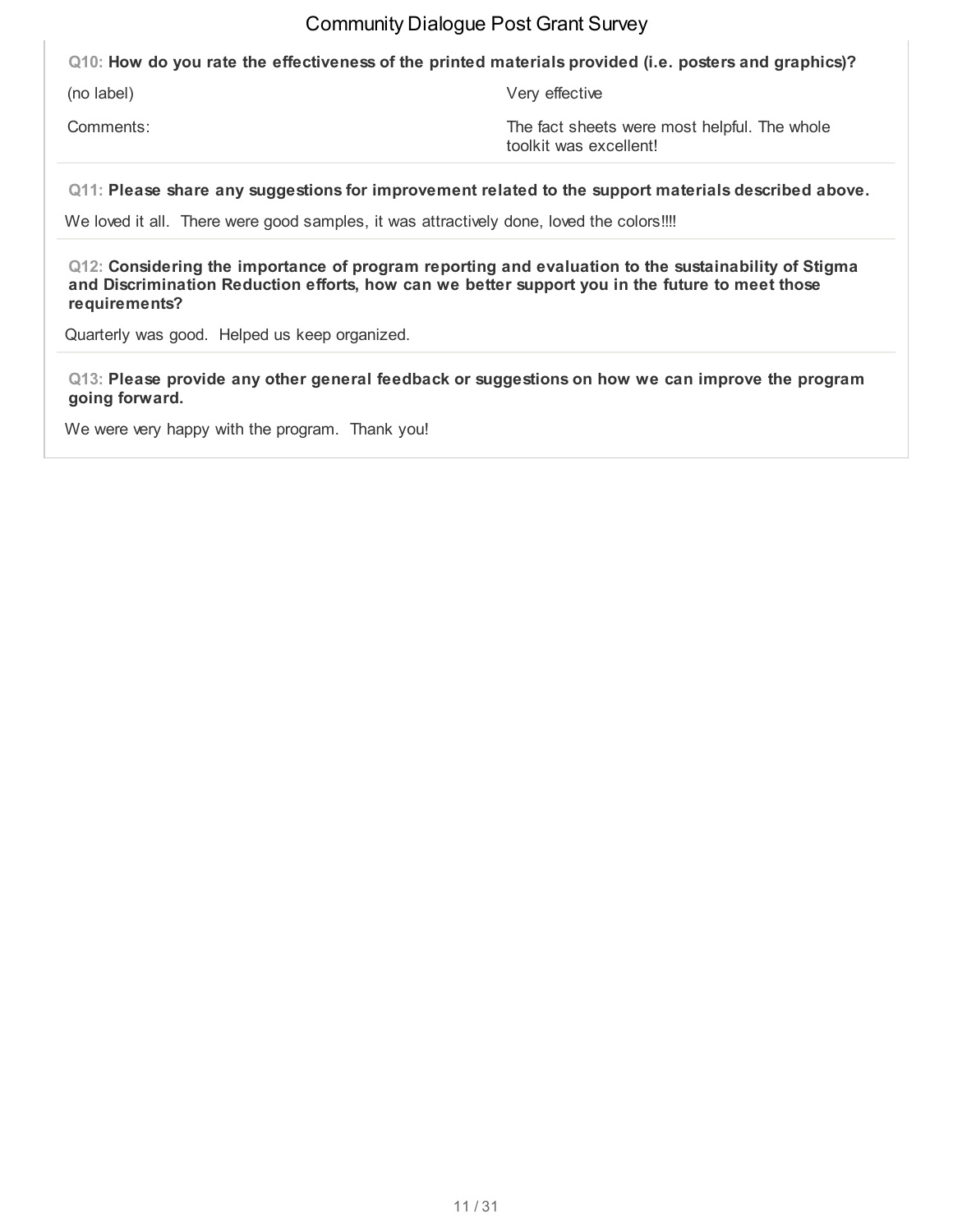**Q10: How do you rate the effectiveness of the printed materials provided (i.e. posters and graphics)?**

| | |
|---|---|
| (no label) | Very effective |
| Comments: | The fact sheets were most helpful. The whole toolkit was excellent! |

**Q11: Please share any suggestions for improvement related to the support materials described above.**

We loved it all. There were good samples, it was attractively done, loved the colors!!!!

**Q12: Considering the importance of program reporting and evaluation to the sustainability of Stigma and Discrimination Reduction efforts, how can we better support you in the future to meet those requirements?**

Quarterly was good. Helped us keep organized.

**Q13: Please provide any other general feedback or suggestions on how we can improve the program going forward.**

We were very happy with the program. Thank you!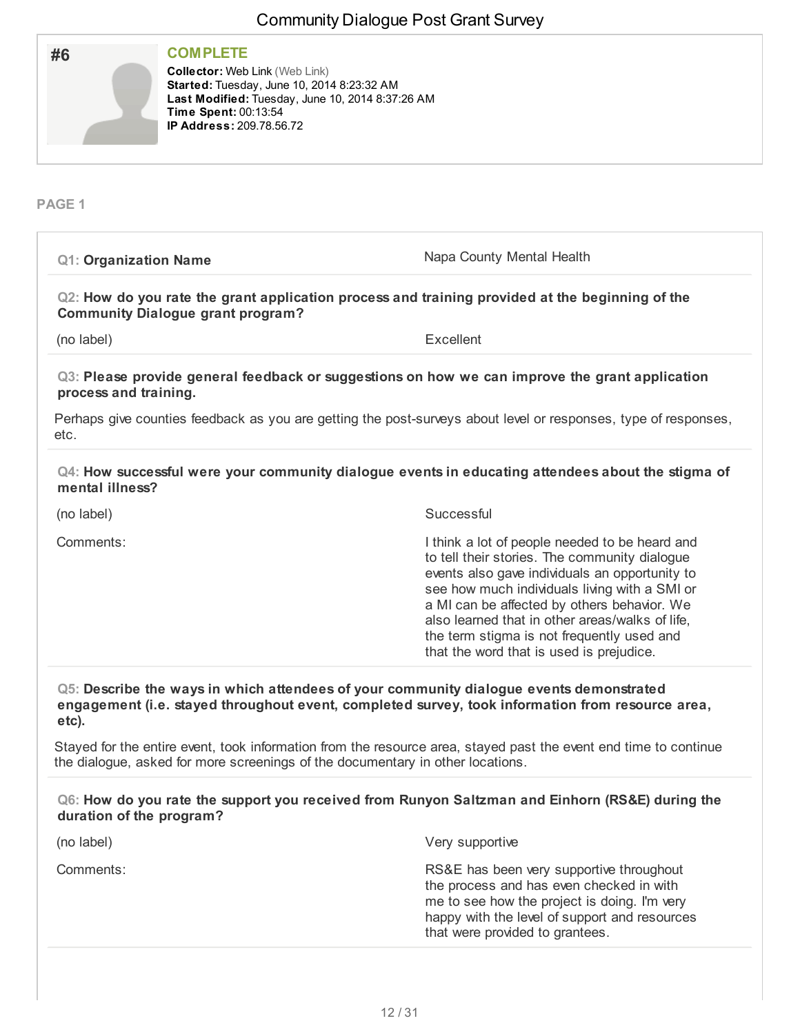# Community Dialogue Post Grant Survey

## #6

**COMPLETE**

**Collector:** Web Link (Web Link)
**Started:** Tuesday, June 10, 2014 8:23:32 AM
**Last Modified:** Tuesday, June 10, 2014 8:37:26 AM
**Time Spent:** 00:13:54
**IP Address:** 209.78.56.72

### PAGE 1

**Q1: Organization Name**

Napa County Mental Health

**Q2: How do you rate the grant application process and training provided at the beginning of the Community Dialogue grant program?**

| | |
|---|---|
| (no label) | Excellent |

**Q3: Please provide general feedback or suggestions on how we can improve the grant application process and training.**

Perhaps give counties feedback as you are getting the post-surveys about level or responses, type of responses, etc.

**Q4: How successful were your community dialogue events in educating attendees about the stigma of mental illness?**

| | |
|---|---|
| (no label) | Successful |
| Comments: | I think a lot of people needed to be heard and to tell their stories. The community dialogue events also gave individuals an opportunity to see how much individuals living with a SMI or a MI can be affected by others behavior. We also learned that in other areas/walks of life, the term stigma is not frequently used and that the word that is used is prejudice. |

**Q5: Describe the ways in which attendees of your community dialogue events demonstrated engagement (i.e. stayed throughout event, completed survey, took information from resource area, etc).**

Stayed for the entire event, took information from the resource area, stayed past the event end time to continue the dialogue, asked for more screenings of the documentary in other locations.

**Q6: How do you rate the support you received from Runyon Saltzman and Einhorn (RS&E) during the duration of the program?**

| | |
|---|---|
| (no label) | Very supportive |
| Comments: | RS&E has been very supportive throughout the process and has even checked in with me to see how the project is doing. I'm very happy with the level of support and resources that were provided to grantees. |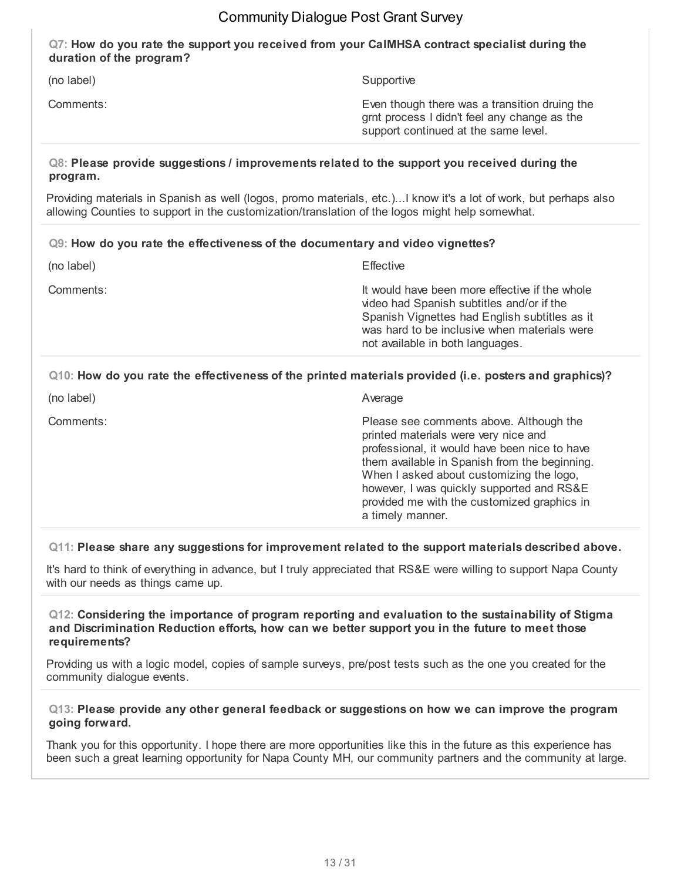**Q7: How do you rate the support you received from your CalMHSA contract specialist during the duration of the program?**

| | |
|---|---|
| (no label) | Supportive |
| Comments: | Even though there was a transition druing the grnt process I didn't feel any change as the support continued at the same level. |

**Q8: Please provide suggestions / improvements related to the support you received during the program.**

Providing materials in Spanish as well (logos, promo materials, etc.)...I know it's a lot of work, but perhaps also allowing Counties to support in the customization/translation of the logos might help somewhat.

**Q9: How do you rate the effectiveness of the documentary and video vignettes?**

| | |
|---|---|
| (no label) | Effective |
| Comments: | It would have been more effective if the whole video had Spanish subtitles and/or if the Spanish Vignettes had English subtitles as it was hard to be inclusive when materials were not available in both languages. |

**Q10: How do you rate the effectiveness of the printed materials provided (i.e. posters and graphics)?**

| | |
|---|---|
| (no label) | Average |
| Comments: | Please see comments above. Although the printed materials were very nice and professional, it would have been nice to have them available in Spanish from the beginning. When I asked about customizing the logo, however, I was quickly supported and RS&E provided me with the customized graphics in a timely manner. |

**Q11: Please share any suggestions for improvement related to the support materials described above.**

It's hard to think of everything in advance, but I truly appreciated that RS&E were willing to support Napa County with our needs as things came up.

**Q12: Considering the importance of program reporting and evaluation to the sustainability of Stigma and Discrimination Reduction efforts, how can we better support you in the future to meet those requirements?**

Providing us with a logic model, copies of sample surveys, pre/post tests such as the one you created for the community dialogue events.

**Q13: Please provide any other general feedback or suggestions on how we can improve the program going forward.**

Thank you for this opportunity. I hope there are more opportunities like this in the future as this experience has been such a great learning opportunity for Napa County MH, our community partners and the community at large.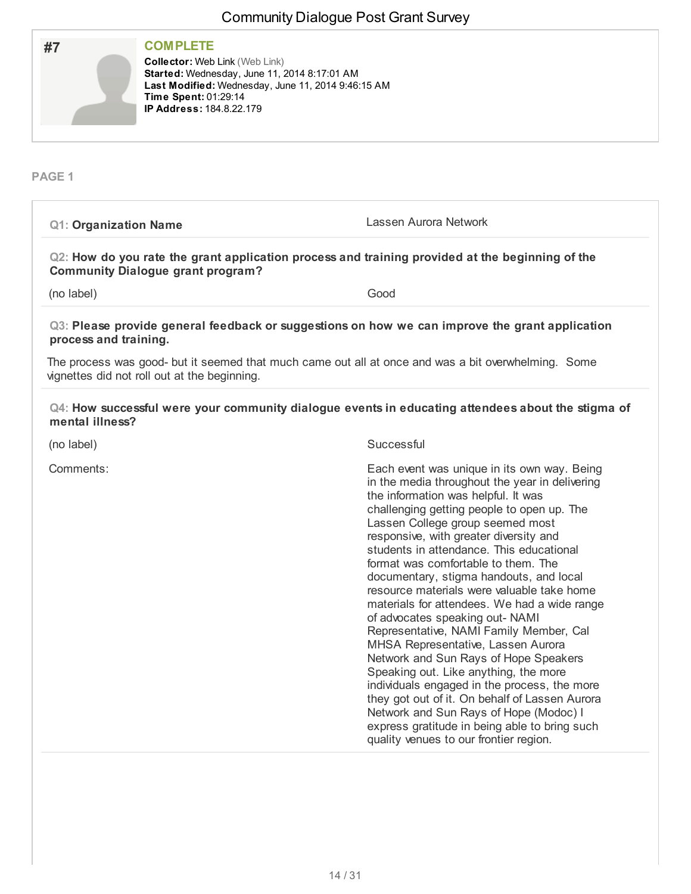# Community Dialogue Post Grant Survey

**#7**

**COMPLETE**

**Collector:** Web Link (Web Link)
**Started:** Wednesday, June 11, 2014 8:17:01 AM
**Last Modified:** Wednesday, June 11, 2014 9:46:15 AM
**Time Spent:** 01:29:14
**IP Address:** 184.8.22.179

**PAGE 1**

**Q1: Organization Name**

Lassen Aurora Network

**Q2: How do you rate the grant application process and training provided at the beginning of the Community Dialogue grant program?**

| (no label) | Good |
|---|---|

**Q3: Please provide general feedback or suggestions on how we can improve the grant application process and training.**

The process was good- but it seemed that much came out all at once and was a bit overwhelming. Some vignettes did not roll out at the beginning.

**Q4: How successful were your community dialogue events in educating attendees about the stigma of mental illness?**

| | |
|---|---|
| (no label) | Successful |
| Comments: | Each event was unique in its own way. Being in the media throughout the year in delivering the information was helpful. It was challenging getting people to open up. The Lassen College group seemed most responsive, with greater diversity and students in attendance. This educational format was comfortable to them. The documentary, stigma handouts, and local resource materials were valuable take home materials for attendees. We had a wide range of advocates speaking out- NAMI Representative, NAMI Family Member, Cal MHSA Representative, Lassen Aurora Network and Sun Rays of Hope Speakers Speaking out. Like anything, the more individuals engaged in the process, the more they got out of it. On behalf of Lassen Aurora Network and Sun Rays of Hope (Modoc) I express gratitude in being able to bring such quality venues to our frontier region. |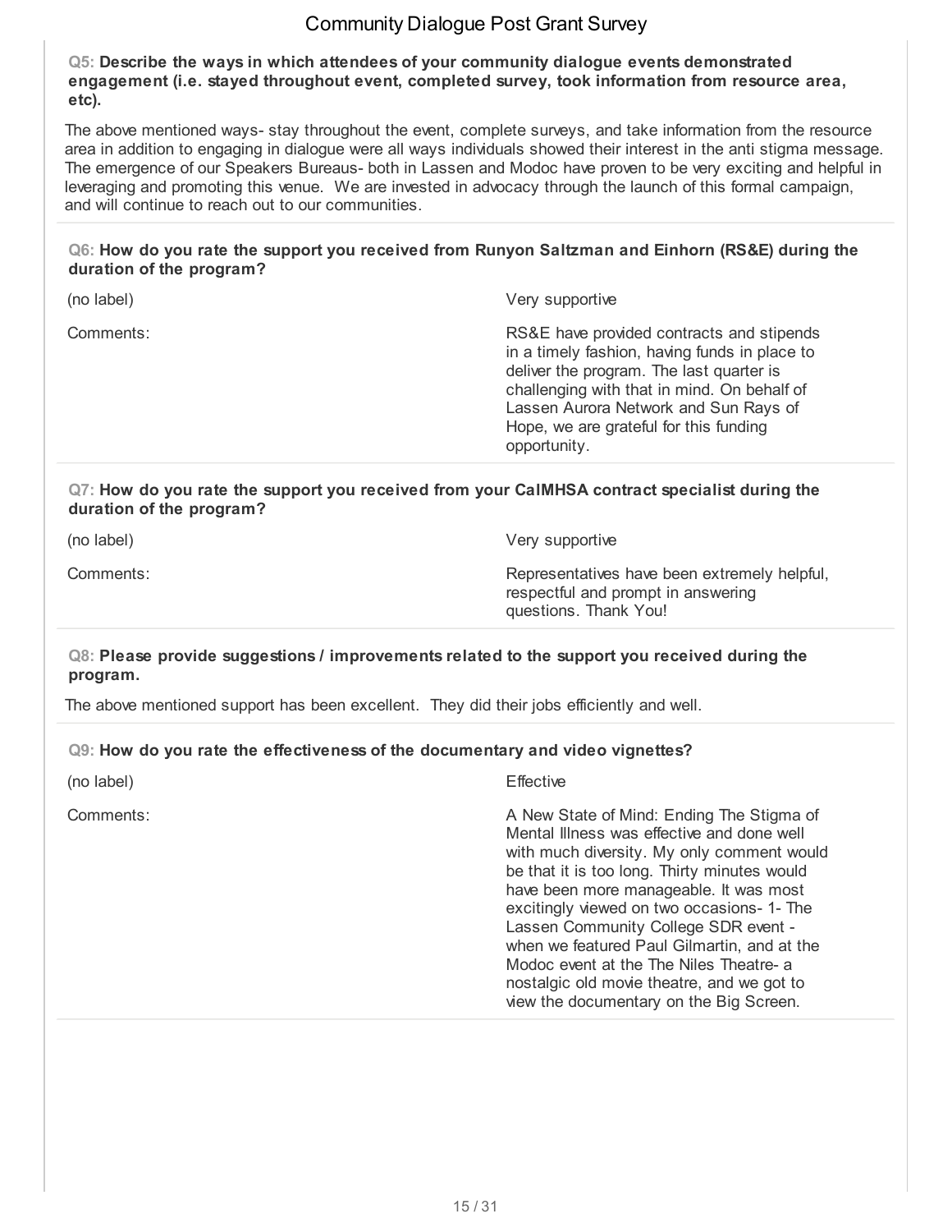**Q5: Describe the ways in which attendees of your community dialogue events demonstrated engagement (i.e. stayed throughout event, completed survey, took information from resource area, etc).**

The above mentioned ways- stay throughout the event, complete surveys, and take information from the resource area in addition to engaging in dialogue were all ways individuals showed their interest in the anti stigma message. The emergence of our Speakers Bureaus- both in Lassen and Modoc have proven to be very exciting and helpful in leveraging and promoting this venue. We are invested in advocacy through the launch of this formal campaign, and will continue to reach out to our communities.

**Q6: How do you rate the support you received from Runyon Saltzman and Einhorn (RS&E) during the duration of the program?**

| | |
|---|---|
| (no label) | Very supportive |
| Comments: | RS&E have provided contracts and stipends in a timely fashion, having funds in place to deliver the program. The last quarter is challenging with that in mind. On behalf of Lassen Aurora Network and Sun Rays of Hope, we are grateful for this funding opportunity. |

**Q7: How do you rate the support you received from your CalMHSA contract specialist during the duration of the program?**

| | |
|---|---|
| (no label) | Very supportive |
| Comments: | Representatives have been extremely helpful, respectful and prompt in answering questions. Thank You! |

**Q8: Please provide suggestions / improvements related to the support you received during the program.**

The above mentioned support has been excellent. They did their jobs efficiently and well.

**Q9: How do you rate the effectiveness of the documentary and video vignettes?**

| | |
|---|---|
| (no label) | Effective |
| Comments: | A New State of Mind: Ending The Stigma of Mental Illness was effective and done well with much diversity. My only comment would be that it is too long. Thirty minutes would have been more manageable. It was most excitingly viewed on two occasions- 1- The Lassen Community College SDR event - when we featured Paul Gilmartin, and at the Modoc event at the The Niles Theatre- a nostalgic old movie theatre, and we got to view the documentary on the Big Screen. |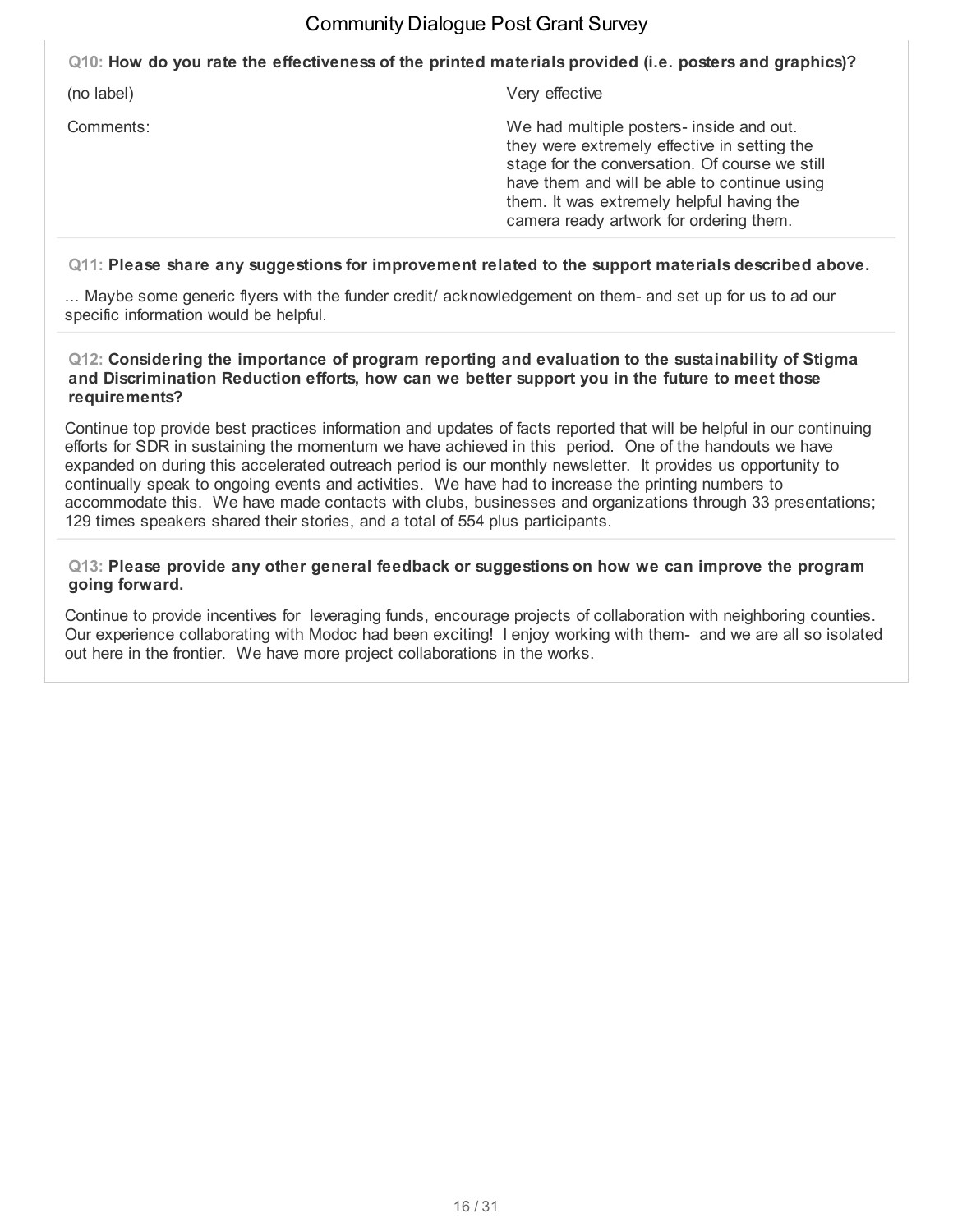**Q10: How do you rate the effectiveness of the printed materials provided (i.e. posters and graphics)?**

| | |
|---|---|
| (no label) | Very effective |
| Comments: | We had multiple posters- inside and out. they were extremely effective in setting the stage for the conversation. Of course we still have them and will be able to continue using them. It was extremely helpful having the camera ready artwork for ordering them. |

**Q11: Please share any suggestions for improvement related to the support materials described above.**

... Maybe some generic flyers with the funder credit/ acknowledgement on them- and set up for us to ad our specific information would be helpful.

**Q12: Considering the importance of program reporting and evaluation to the sustainability of Stigma and Discrimination Reduction efforts, how can we better support you in the future to meet those requirements?**

Continue top provide best practices information and updates of facts reported that will be helpful in our continuing efforts for SDR in sustaining the momentum we have achieved in this period. One of the handouts we have expanded on during this accelerated outreach period is our monthly newsletter. It provides us opportunity to continually speak to ongoing events and activities. We have had to increase the printing numbers to accommodate this. We have made contacts with clubs, businesses and organizations through 33 presentations; 129 times speakers shared their stories, and a total of 554 plus participants.

**Q13: Please provide any other general feedback or suggestions on how we can improve the program going forward.**

Continue to provide incentives for leveraging funds, encourage projects of collaboration with neighboring counties. Our experience collaborating with Modoc had been exciting! I enjoy working with them- and we are all so isolated out here in the frontier. We have more project collaborations in the works.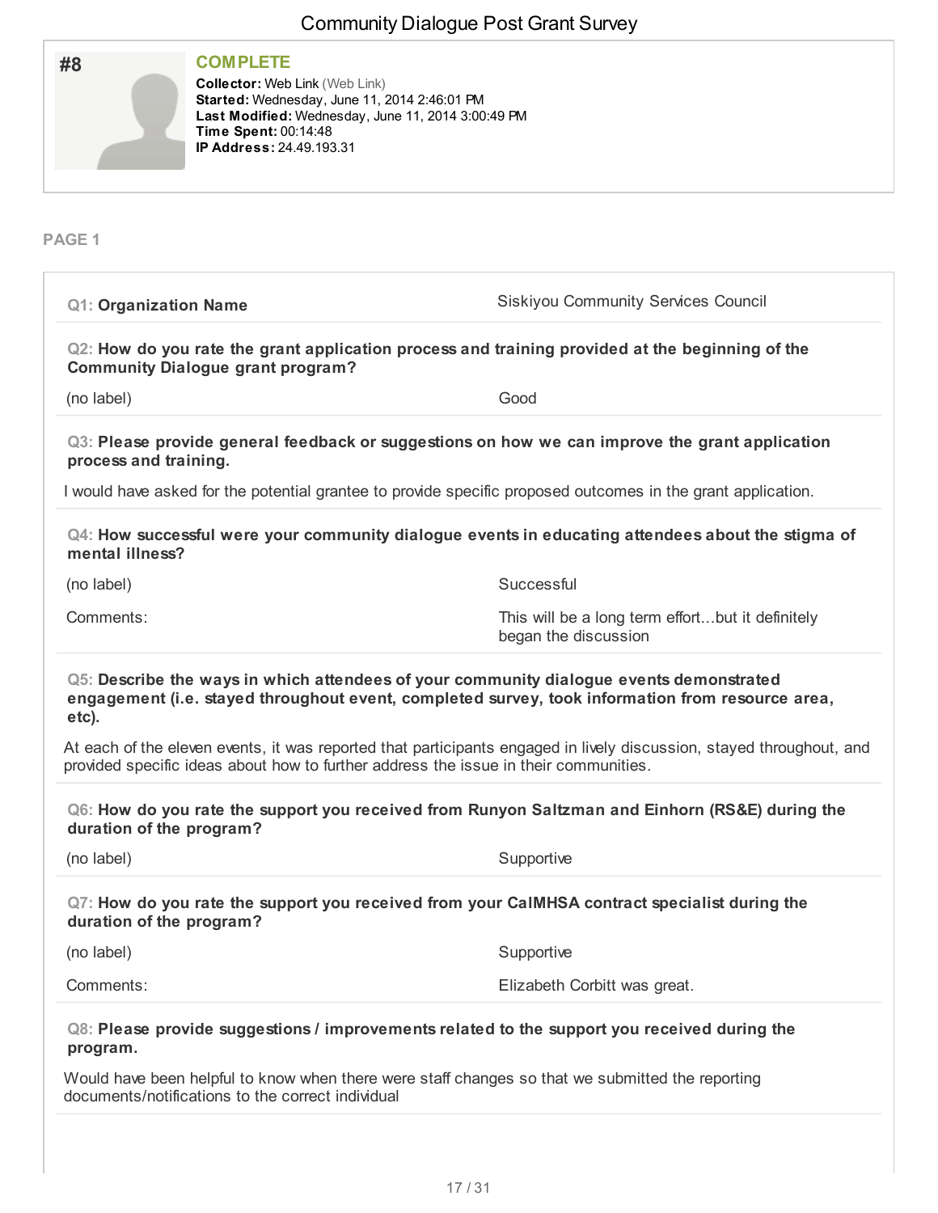# Community Dialogue Post Grant Survey

**#8**

**COMPLETE**

**Collector:** Web Link (Web Link)
**Started:** Wednesday, June 11, 2014 2:46:01 PM
**Last Modified:** Wednesday, June 11, 2014 3:00:49 PM
**Time Spent:** 00:14:48
**IP Address:** 24.49.193.31

**PAGE 1**

**Q1: Organization Name**

Siskiyou Community Services Council

**Q2: How do you rate the grant application process and training provided at the beginning of the Community Dialogue grant program?**

| | |
|---|---|
| (no label) | Good |

**Q3: Please provide general feedback or suggestions on how we can improve the grant application process and training.**

I would have asked for the potential grantee to provide specific proposed outcomes in the grant application.

**Q4: How successful were your community dialogue events in educating attendees about the stigma of mental illness?**

| | |
|---|---|
| (no label) | Successful |
| Comments: | This will be a long term effort...but it definitely began the discussion |

**Q5: Describe the ways in which attendees of your community dialogue events demonstrated engagement (i.e. stayed throughout event, completed survey, took information from resource area, etc).**

At each of the eleven events, it was reported that participants engaged in lively discussion, stayed throughout, and provided specific ideas about how to further address the issue in their communities.

**Q6: How do you rate the support you received from Runyon Saltzman and Einhorn (RS&E) during the duration of the program?**

| | |
|---|---|
| (no label) | Supportive |

**Q7: How do you rate the support you received from your CalMHSA contract specialist during the duration of the program?**

| | |
|---|---|
| (no label) | Supportive |
| Comments: | Elizabeth Corbitt was great. |

**Q8: Please provide suggestions / improvements related to the support you received during the program.**

Would have been helpful to know when there were staff changes so that we submitted the reporting documents/notifications to the correct individual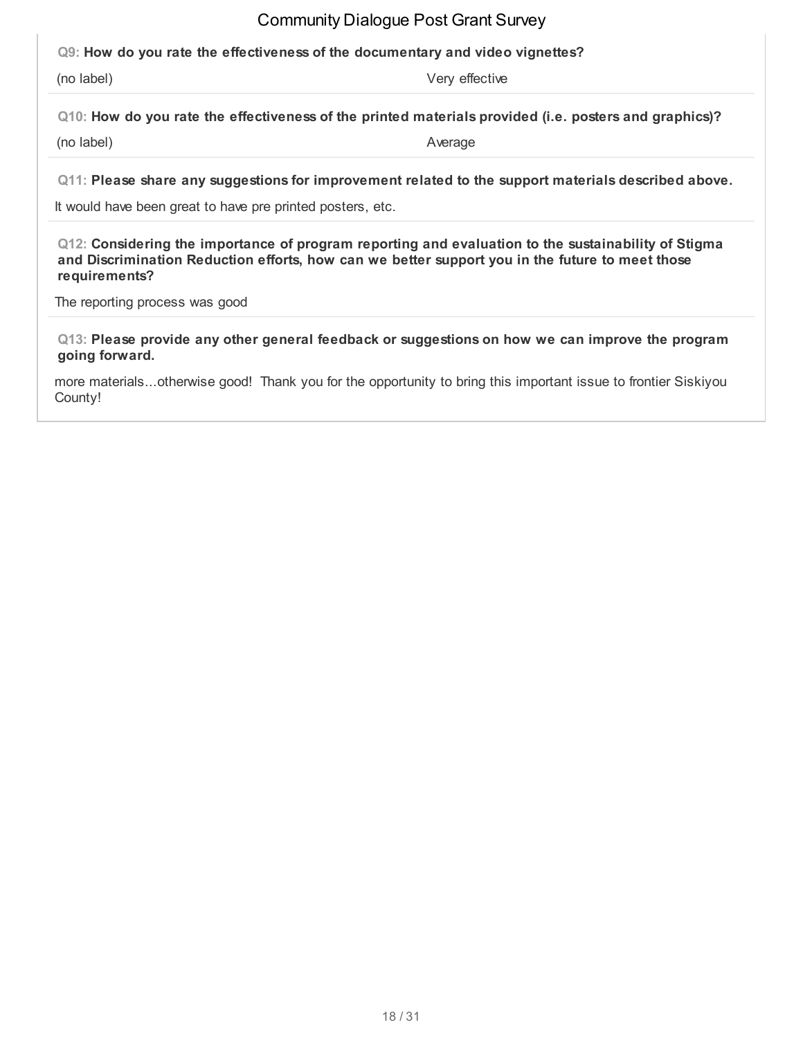**Q9: How do you rate the effectiveness of the documentary and video vignettes?**

| (no label) | Very effective |
| --- | --- |

**Q10: How do you rate the effectiveness of the printed materials provided (i.e. posters and graphics)?**

| (no label) | Average |
| --- | --- |

**Q11: Please share any suggestions for improvement related to the support materials described above.**

It would have been great to have pre printed posters, etc.

**Q12: Considering the importance of program reporting and evaluation to the sustainability of Stigma and Discrimination Reduction efforts, how can we better support you in the future to meet those requirements?**

The reporting process was good

**Q13: Please provide any other general feedback or suggestions on how we can improve the program going forward.**

more materials...otherwise good! Thank you for the opportunity to bring this important issue to frontier Siskiyou County!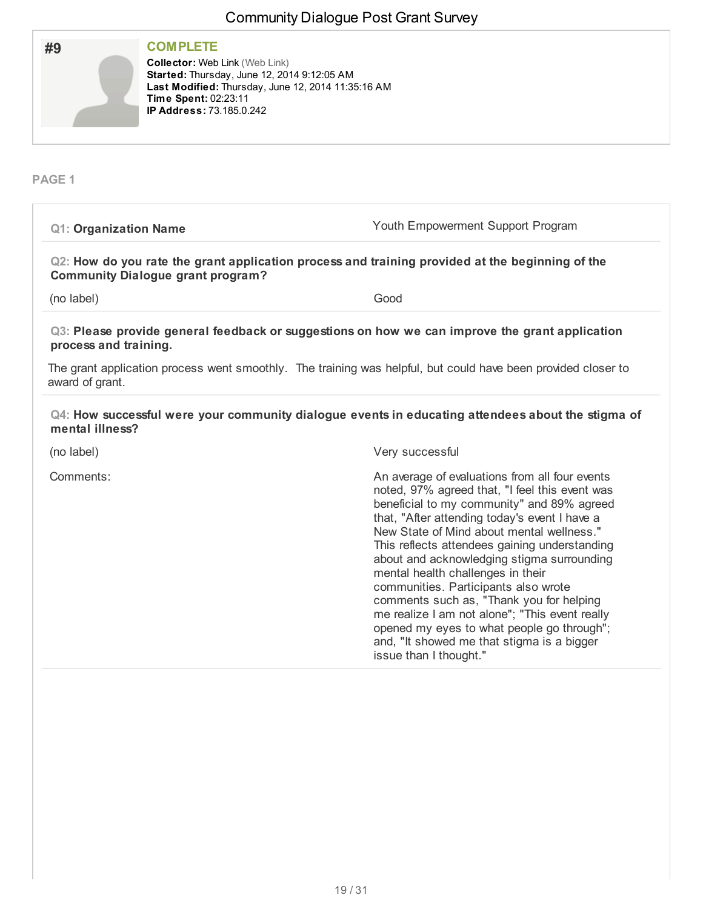# Community Dialogue Post Grant Survey

## #9

**COMPLETE**

**Collector:** Web Link (Web Link)
**Started:** Thursday, June 12, 2014 9:12:05 AM
**Last Modified:** Thursday, June 12, 2014 11:35:16 AM
**Time Spent:** 02:23:11
**IP Address:** 73.185.0.242

### PAGE 1

**Q1: Organization Name**

Youth Empowerment Support Program

**Q2: How do you rate the grant application process and training provided at the beginning of the Community Dialogue grant program?**

(no label) — Good

**Q3: Please provide general feedback or suggestions on how we can improve the grant application process and training.**

The grant application process went smoothly. The training was helpful, but could have been provided closer to award of grant.

**Q4: How successful were your community dialogue events in educating attendees about the stigma of mental illness?**

(no label) — Very successful

Comments:

An average of evaluations from all four events noted, 97% agreed that, "I feel this event was beneficial to my community" and 89% agreed that, "After attending today's event I have a New State of Mind about mental wellness." This reflects attendees gaining understanding about and acknowledging stigma surrounding mental health challenges in their communities. Participants also wrote comments such as, "Thank you for helping me realize I am not alone"; "This event really opened my eyes to what people go through"; and, "It showed me that stigma is a bigger issue than I thought."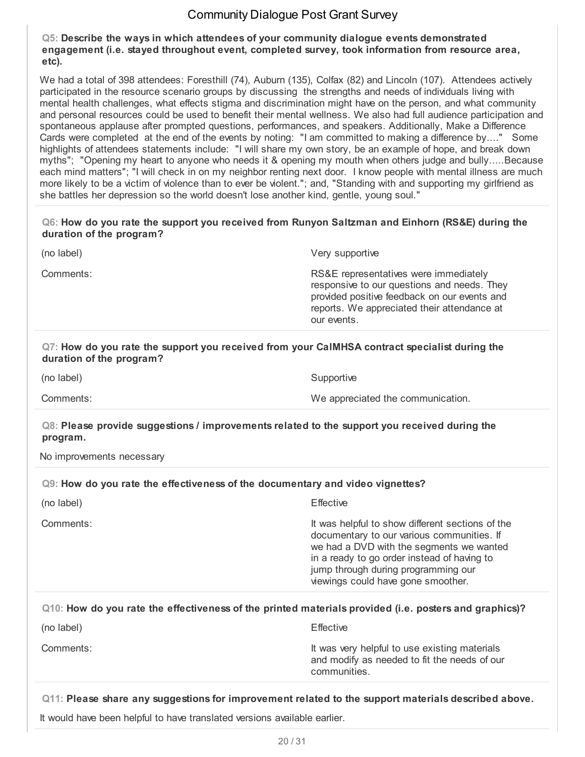**Q5: Describe the ways in which attendees of your community dialogue events demonstrated engagement (i.e. stayed throughout event, completed survey, took information from resource area, etc).**

We had a total of 398 attendees: Foresthill (74), Auburn (135), Colfax (82) and Lincoln (107). Attendees actively participated in the resource scenario groups by discussing the strengths and needs of individuals living with mental health challenges, what effects stigma and discrimination might have on the person, and what community and personal resources could be used to benefit their mental wellness. We also had full audience participation and spontaneous applause after prompted questions, performances, and speakers. Additionally, Make a Difference Cards were completed at the end of the events by noting: "I am committed to making a difference by...." Some highlights of attendees statements include: "I will share my own story, be an example of hope, and break down myths"; "Opening my heart to anyone who needs it & opening my mouth when others judge and bully.....Because each mind matters"; "I will check in on my neighbor renting next door. I know people with mental illness are much more likely to be a victim of violence than to ever be violent."; and, "Standing with and supporting my girlfriend as she battles her depression so the world doesn't lose another kind, gentle, young soul."

**Q6: How do you rate the support you received from Runyon Saltzman and Einhorn (RS&E) during the duration of the program?**

| | |
|---|---|
| (no label) | Very supportive |
| Comments: | RS&E representatives were immediately responsive to our questions and needs. They provided positive feedback on our events and reports. We appreciated their attendance at our events. |

**Q7: How do you rate the support you received from your CalMHSA contract specialist during the duration of the program?**

| | |
|---|---|
| (no label) | Supportive |
| Comments: | We appreciated the communication. |

**Q8: Please provide suggestions / improvements related to the support you received during the program.**

No improvements necessary

**Q9: How do you rate the effectiveness of the documentary and video vignettes?**

| | |
|---|---|
| (no label) | Effective |
| Comments: | It was helpful to show different sections of the documentary to our various communities. If we had a DVD with the segments we wanted in a ready to go order instead of having to jump through during programming our viewings could have gone smoother. |

**Q10: How do you rate the effectiveness of the printed materials provided (i.e. posters and graphics)?**

| | |
|---|---|
| (no label) | Effective |
| Comments: | It was very helpful to use existing materials and modify as needed to fit the needs of our communities. |

**Q11: Please share any suggestions for improvement related to the support materials described above.**

It would have been helpful to have translated versions available earlier.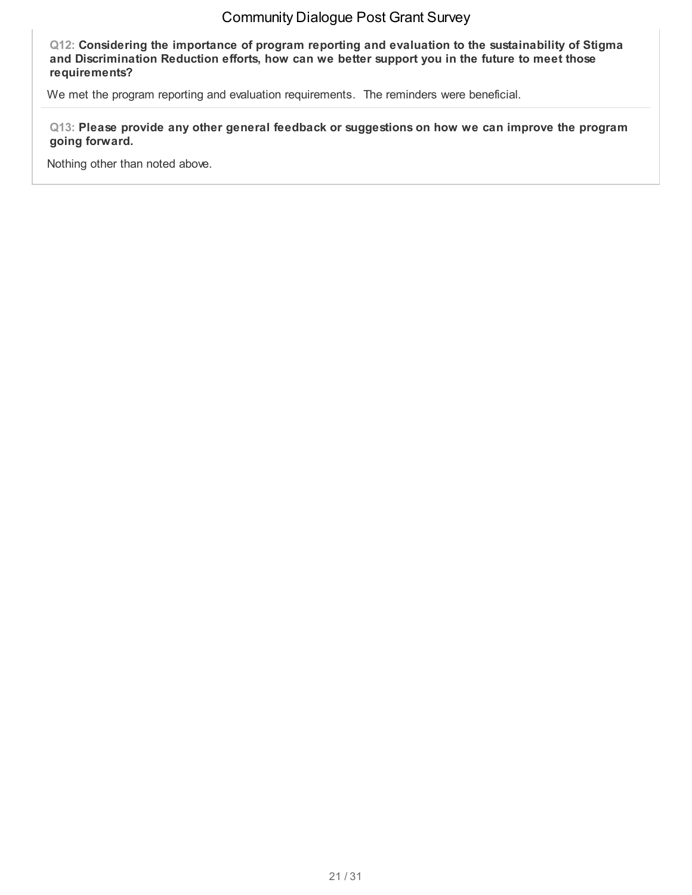**Q12: Considering the importance of program reporting and evaluation to the sustainability of Stigma and Discrimination Reduction efforts, how can we better support you in the future to meet those requirements?**

We met the program reporting and evaluation requirements. The reminders were beneficial.

**Q13: Please provide any other general feedback or suggestions on how we can improve the program going forward.**

Nothing other than noted above.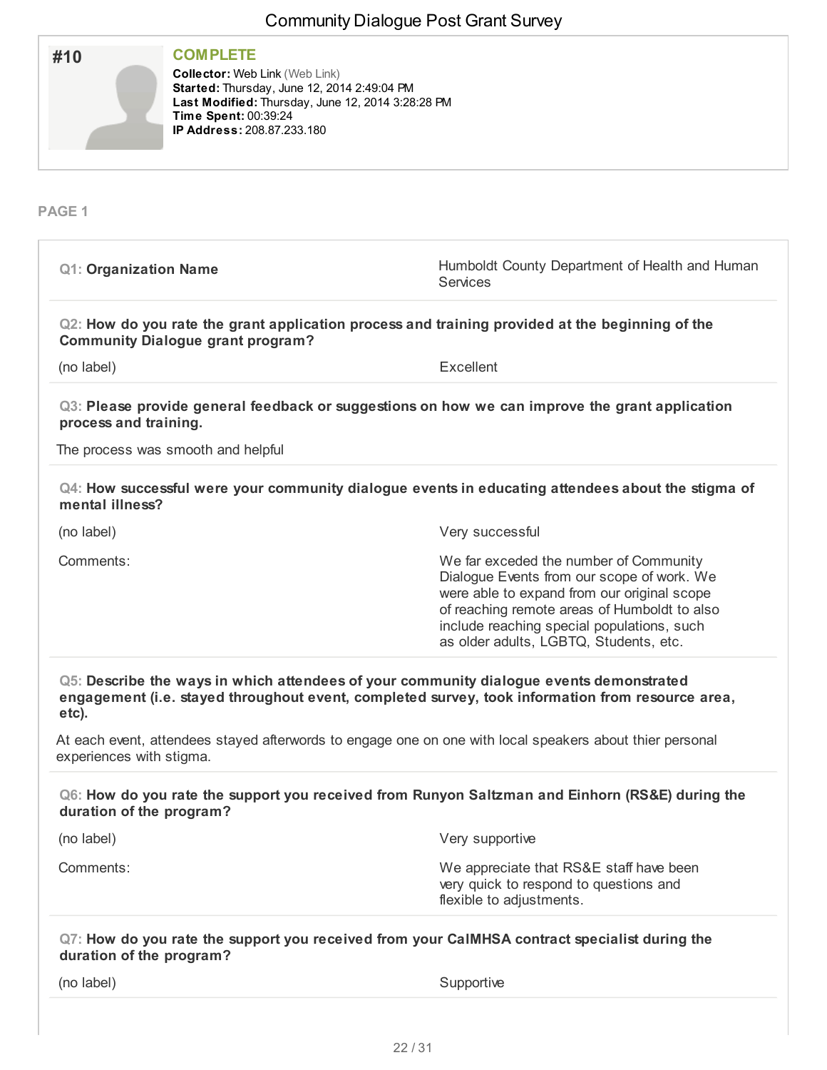# Community Dialogue Post Grant Survey

**#10**

**COMPLETE**

**Collector:** Web Link (Web Link)
**Started:** Thursday, June 12, 2014 2:49:04 PM
**Last Modified:** Thursday, June 12, 2014 3:28:28 PM
**Time Spent:** 00:39:24
**IP Address:** 208.87.233.180

**PAGE 1**

**Q1: Organization Name**

Humboldt County Department of Health and Human Services

**Q2: How do you rate the grant application process and training provided at the beginning of the Community Dialogue grant program?**

(no label) — Excellent

**Q3: Please provide general feedback or suggestions on how we can improve the grant application process and training.**

The process was smooth and helpful

**Q4: How successful were your community dialogue events in educating attendees about the stigma of mental illness?**

(no label) — Very successful

Comments: — We far exceded the number of Community Dialogue Events from our scope of work. We were able to expand from our original scope of reaching remote areas of Humboldt to also include reaching special populations, such as older adults, LGBTQ, Students, etc.

**Q5: Describe the ways in which attendees of your community dialogue events demonstrated engagement (i.e. stayed throughout event, completed survey, took information from resource area, etc).**

At each event, attendees stayed afterwords to engage one on one with local speakers about thier personal experiences with stigma.

**Q6: How do you rate the support you received from Runyon Saltzman and Einhorn (RS&E) during the duration of the program?**

(no label) — Very supportive

Comments: — We appreciate that RS&E staff have been very quick to respond to questions and flexible to adjustments.

**Q7: How do you rate the support you received from your CalMHSA contract specialist during the duration of the program?**

(no label) — Supportive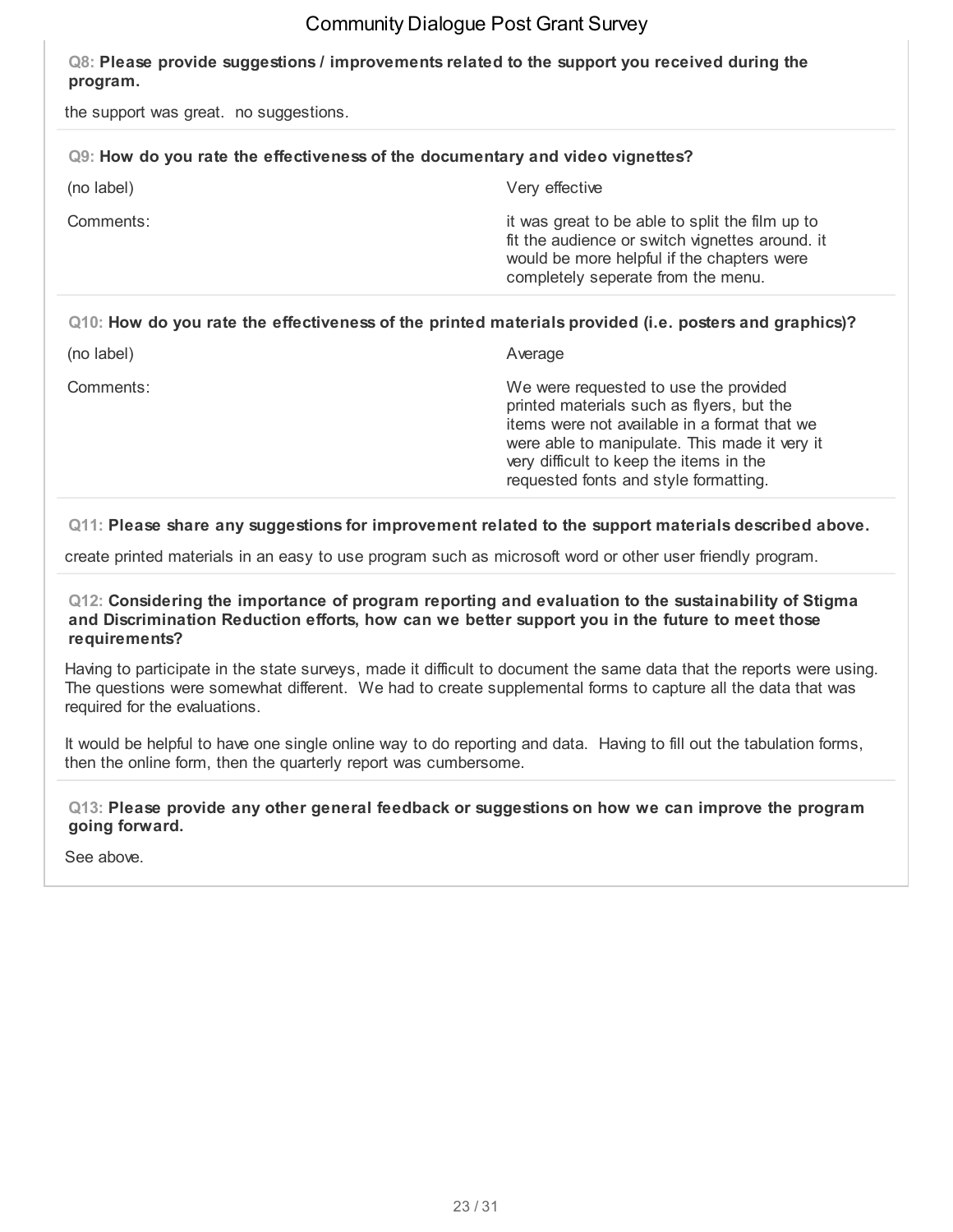**Q8: Please provide suggestions / improvements related to the support you received during the program.**

the support was great. no suggestions.

**Q9: How do you rate the effectiveness of the documentary and video vignettes?**

| | |
|---|---|
| (no label) | Very effective |
| Comments: | it was great to be able to split the film up to fit the audience or switch vignettes around. it would be more helpful if the chapters were completely seperate from the menu. |

**Q10: How do you rate the effectiveness of the printed materials provided (i.e. posters and graphics)?**

| | |
|---|---|
| (no label) | Average |
| Comments: | We were requested to use the provided printed materials such as flyers, but the items were not available in a format that we were able to manipulate. This made it very it very difficult to keep the items in the requested fonts and style formatting. |

**Q11: Please share any suggestions for improvement related to the support materials described above.**

create printed materials in an easy to use program such as microsoft word or other user friendly program.

**Q12: Considering the importance of program reporting and evaluation to the sustainability of Stigma and Discrimination Reduction efforts, how can we better support you in the future to meet those requirements?**

Having to participate in the state surveys, made it difficult to document the same data that the reports were using. The questions were somewhat different. We had to create supplemental forms to capture all the data that was required for the evaluations.

It would be helpful to have one single online way to do reporting and data. Having to fill out the tabulation forms, then the online form, then the quarterly report was cumbersome.

**Q13: Please provide any other general feedback or suggestions on how we can improve the program going forward.**

See above.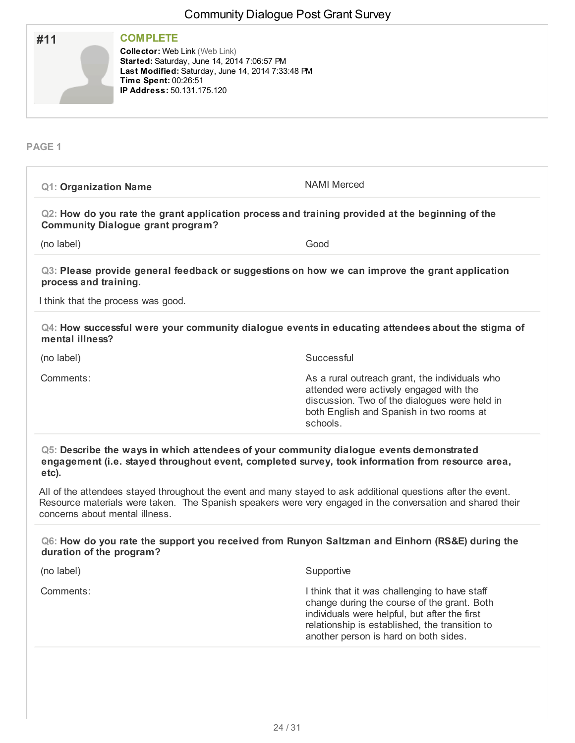# Community Dialogue Post Grant Survey

**#11**

**COMPLETE**

**Collector:** Web Link (Web Link)
**Started:** Saturday, June 14, 2014 7:06:57 PM
**Last Modified:** Saturday, June 14, 2014 7:33:48 PM
**Time Spent:** 00:26:51
**IP Address:** 50.131.175.120

**PAGE 1**

**Q1: Organization Name**

NAMI Merced

**Q2: How do you rate the grant application process and training provided at the beginning of the Community Dialogue grant program?**

(no label) — Good

**Q3: Please provide general feedback or suggestions on how we can improve the grant application process and training.**

I think that the process was good.

**Q4: How successful were your community dialogue events in educating attendees about the stigma of mental illness?**

(no label) — Successful

Comments: As a rural outreach grant, the individuals who attended were actively engaged with the discussion. Two of the dialogues were held in both English and Spanish in two rooms at schools.

**Q5: Describe the ways in which attendees of your community dialogue events demonstrated engagement (i.e. stayed throughout event, completed survey, took information from resource area, etc).**

All of the attendees stayed throughout the event and many stayed to ask additional questions after the event. Resource materials were taken. The Spanish speakers were very engaged in the conversation and shared their concerns about mental illness.

**Q6: How do you rate the support you received from Runyon Saltzman and Einhorn (RS&E) during the duration of the program?**

(no label) — Supportive

Comments: I think that it was challenging to have staff change during the course of the grant. Both individuals were helpful, but after the first relationship is established, the transition to another person is hard on both sides.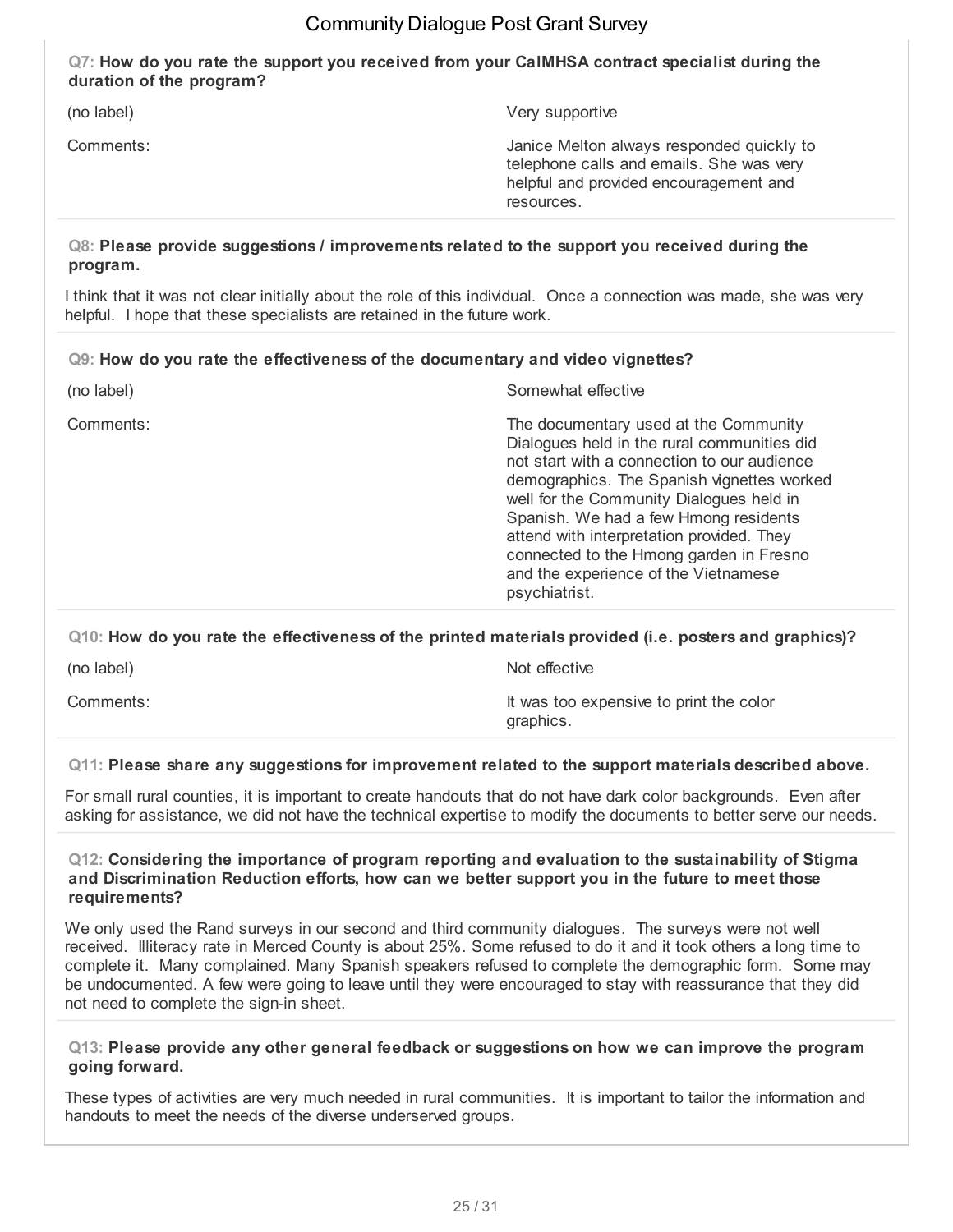**Q7: How do you rate the support you received from your CalMHSA contract specialist during the duration of the program?**

| | |
|---|---|
| (no label) | Very supportive |
| Comments: | Janice Melton always responded quickly to telephone calls and emails. She was very helpful and provided encouragement and resources. |

**Q8: Please provide suggestions / improvements related to the support you received during the program.**

I think that it was not clear initially about the role of this individual. Once a connection was made, she was very helpful. I hope that these specialists are retained in the future work.

**Q9: How do you rate the effectiveness of the documentary and video vignettes?**

| | |
|---|---|
| (no label) | Somewhat effective |
| Comments: | The documentary used at the Community Dialogues held in the rural communities did not start with a connection to our audience demographics. The Spanish vignettes worked well for the Community Dialogues held in Spanish. We had a few Hmong residents attend with interpretation provided. They connected to the Hmong garden in Fresno and the experience of the Vietnamese psychiatrist. |

**Q10: How do you rate the effectiveness of the printed materials provided (i.e. posters and graphics)?**

| | |
|---|---|
| (no label) | Not effective |
| Comments: | It was too expensive to print the color graphics. |

**Q11: Please share any suggestions for improvement related to the support materials described above.**

For small rural counties, it is important to create handouts that do not have dark color backgrounds. Even after asking for assistance, we did not have the technical expertise to modify the documents to better serve our needs.

**Q12: Considering the importance of program reporting and evaluation to the sustainability of Stigma and Discrimination Reduction efforts, how can we better support you in the future to meet those requirements?**

We only used the Rand surveys in our second and third community dialogues. The surveys were not well received. Illiteracy rate in Merced County is about 25%. Some refused to do it and it took others a long time to complete it. Many complained. Many Spanish speakers refused to complete the demographic form. Some may be undocumented. A few were going to leave until they were encouraged to stay with reassurance that they did not need to complete the sign-in sheet.

**Q13: Please provide any other general feedback or suggestions on how we can improve the program going forward.**

These types of activities are very much needed in rural communities. It is important to tailor the information and handouts to meet the needs of the diverse underserved groups.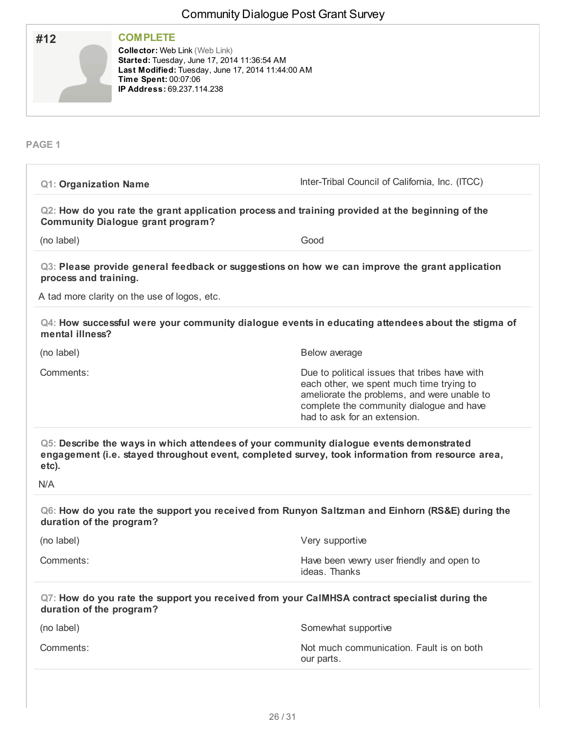# Community Dialogue Post Grant Survey

## #12

**COMPLETE**

**Collector:** Web Link (Web Link)
**Started:** Tuesday, June 17, 2014 11:36:54 AM
**Last Modified:** Tuesday, June 17, 2014 11:44:00 AM
**Time Spent:** 00:07:06
**IP Address:** 69.237.114.238

### PAGE 1

**Q1: Organization Name**

Inter-Tribal Council of California, Inc. (ITCC)

**Q2: How do you rate the grant application process and training provided at the beginning of the Community Dialogue grant program?**

| | |
|---|---|
| (no label) | Good |

**Q3: Please provide general feedback or suggestions on how we can improve the grant application process and training.**

A tad more clarity on the use of logos, etc.

**Q4: How successful were your community dialogue events in educating attendees about the stigma of mental illness?**

| | |
|---|---|
| (no label) | Below average |
| Comments: | Due to political issues that tribes have with each other, we spent much time trying to ameliorate the problems, and were unable to complete the community dialogue and have had to ask for an extension. |

**Q5: Describe the ways in which attendees of your community dialogue events demonstrated engagement (i.e. stayed throughout event, completed survey, took information from resource area, etc).**

N/A

**Q6: How do you rate the support you received from Runyon Saltzman and Einhorn (RS&E) during the duration of the program?**

| | |
|---|---|
| (no label) | Very supportive |
| Comments: | Have been vewry user friendly and open to ideas. Thanks |

**Q7: How do you rate the support you received from your CalMHSA contract specialist during the duration of the program?**

| | |
|---|---|
| (no label) | Somewhat supportive |
| Comments: | Not much communication. Fault is on both our parts. |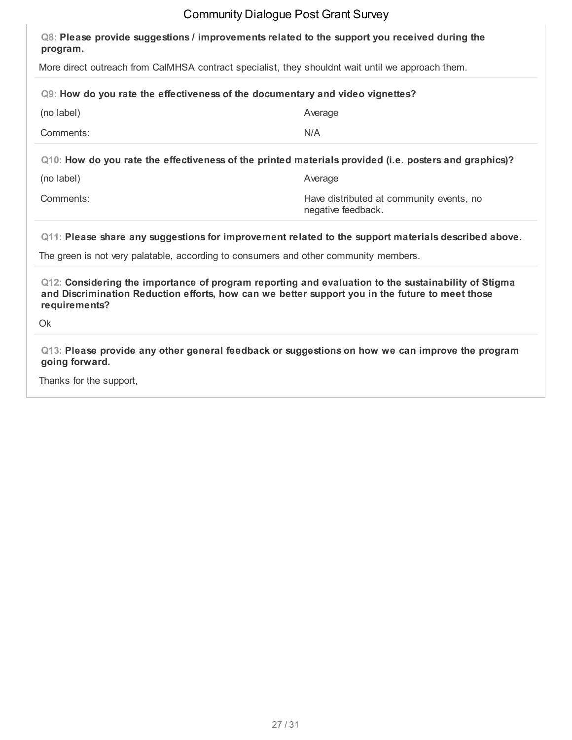**Q8: Please provide suggestions / improvements related to the support you received during the program.**

More direct outreach from CalMHSA contract specialist, they shouldnt wait until we approach them.

**Q9: How do you rate the effectiveness of the documentary and video vignettes?**

| | |
|---|---|
| (no label) | Average |
| Comments: | N/A |

**Q10: How do you rate the effectiveness of the printed materials provided (i.e. posters and graphics)?**

| | |
|---|---|
| (no label) | Average |
| Comments: | Have distributed at community events, no negative feedback. |

**Q11: Please share any suggestions for improvement related to the support materials described above.**

The green is not very palatable, according to consumers and other community members.

**Q12: Considering the importance of program reporting and evaluation to the sustainability of Stigma and Discrimination Reduction efforts, how can we better support you in the future to meet those requirements?**

Ok

**Q13: Please provide any other general feedback or suggestions on how we can improve the program going forward.**

Thanks for the support,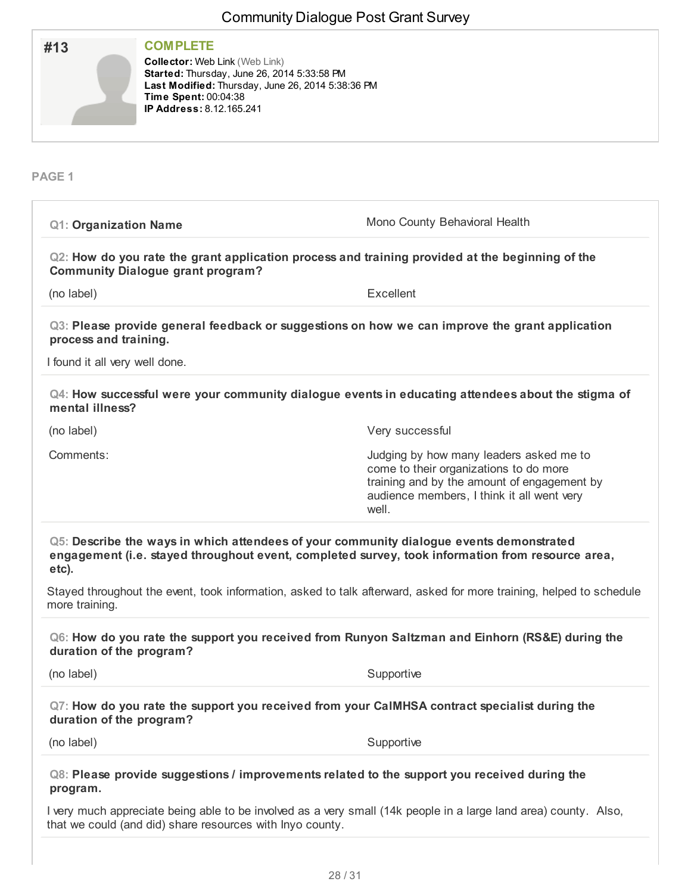# Community Dialogue Post Grant Survey

**#13**

**COMPLETE**

**Collector:** Web Link (Web Link)
**Started:** Thursday, June 26, 2014 5:33:58 PM
**Last Modified:** Thursday, June 26, 2014 5:38:36 PM
**Time Spent:** 00:04:38
**IP Address:** 8.12.165.241

**PAGE 1**

**Q1: Organization Name**

Mono County Behavioral Health

**Q2: How do you rate the grant application process and training provided at the beginning of the Community Dialogue grant program?**

| | |
|---|---|
| (no label) | Excellent |

**Q3: Please provide general feedback or suggestions on how we can improve the grant application process and training.**

I found it all very well done.

**Q4: How successful were your community dialogue events in educating attendees about the stigma of mental illness?**

| | |
|---|---|
| (no label) | Very successful |
| Comments: | Judging by how many leaders asked me to come to their organizations to do more training and by the amount of engagement by audience members, I think it all went very well. |

**Q5: Describe the ways in which attendees of your community dialogue events demonstrated engagement (i.e. stayed throughout event, completed survey, took information from resource area, etc).**

Stayed throughout the event, took information, asked to talk afterward, asked for more training, helped to schedule more training.

**Q6: How do you rate the support you received from Runyon Saltzman and Einhorn (RS&E) during the duration of the program?**

| | |
|---|---|
| (no label) | Supportive |

**Q7: How do you rate the support you received from your CalMHSA contract specialist during the duration of the program?**

| | |
|---|---|
| (no label) | Supportive |

**Q8: Please provide suggestions / improvements related to the support you received during the program.**

I very much appreciate being able to be involved as a very small (14k people in a large land area) county. Also, that we could (and did) share resources with Inyo county.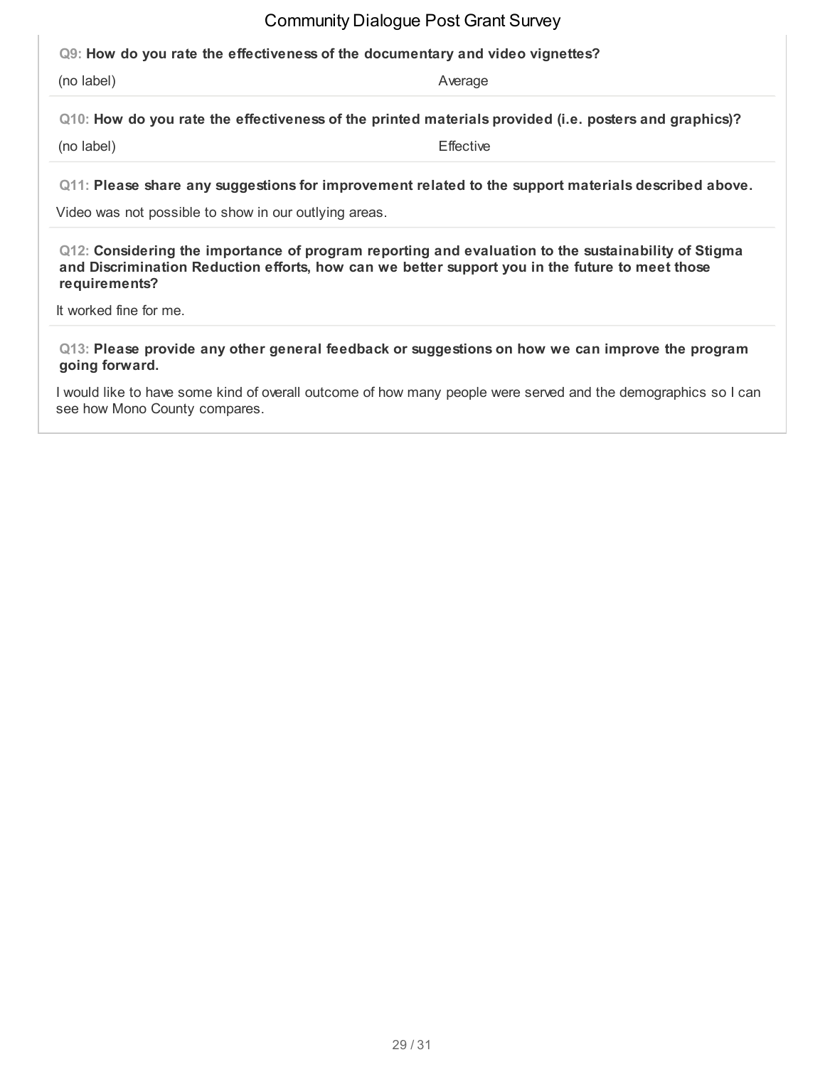**Q9: How do you rate the effectiveness of the documentary and video vignettes?**

| (no label) | Average |
| --- | --- |

**Q10: How do you rate the effectiveness of the printed materials provided (i.e. posters and graphics)?**

| (no label) | Effective |
| --- | --- |

**Q11: Please share any suggestions for improvement related to the support materials described above.**

Video was not possible to show in our outlying areas.

**Q12: Considering the importance of program reporting and evaluation to the sustainability of Stigma and Discrimination Reduction efforts, how can we better support you in the future to meet those requirements?**

It worked fine for me.

**Q13: Please provide any other general feedback or suggestions on how we can improve the program going forward.**

I would like to have some kind of overall outcome of how many people were served and the demographics so I can see how Mono County compares.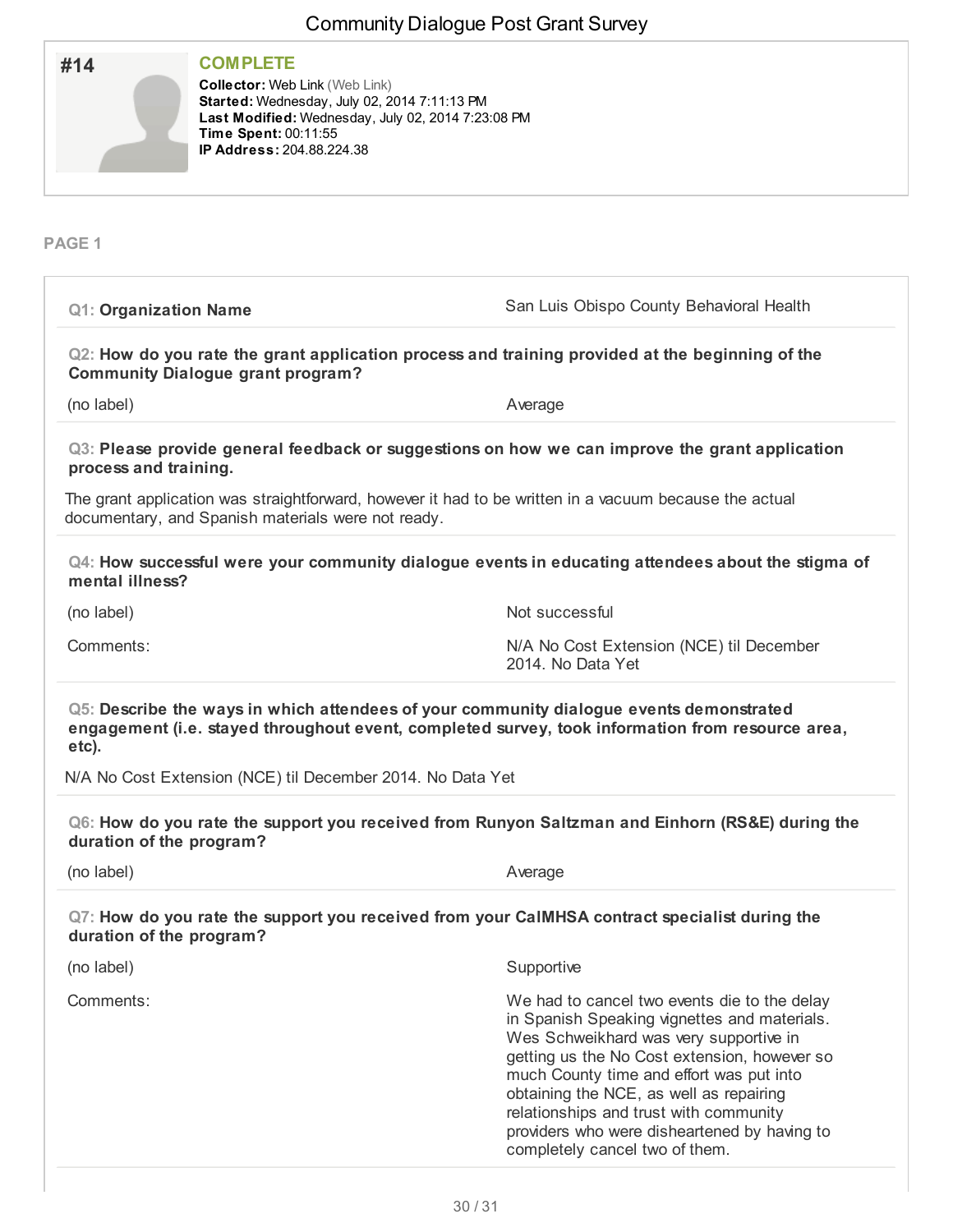# Community Dialogue Post Grant Survey

## #14

**COMPLETE**

**Collector:** Web Link (Web Link)
**Started:** Wednesday, July 02, 2014 7:11:13 PM
**Last Modified:** Wednesday, July 02, 2014 7:23:08 PM
**Time Spent:** 00:11:55
**IP Address:** 204.88.224.38

### PAGE 1

**Q1: Organization Name**

San Luis Obispo County Behavioral Health

**Q2: How do you rate the grant application process and training provided at the beginning of the Community Dialogue grant program?**

(no label) — Average

**Q3: Please provide general feedback or suggestions on how we can improve the grant application process and training.**

The grant application was straightforward, however it had to be written in a vacuum because the actual documentary, and Spanish materials were not ready.

**Q4: How successful were your community dialogue events in educating attendees about the stigma of mental illness?**

(no label) — Not successful

Comments: N/A No Cost Extension (NCE) til December 2014. No Data Yet

**Q5: Describe the ways in which attendees of your community dialogue events demonstrated engagement (i.e. stayed throughout event, completed survey, took information from resource area, etc).**

N/A No Cost Extension (NCE) til December 2014. No Data Yet

**Q6: How do you rate the support you received from Runyon Saltzman and Einhorn (RS&E) during the duration of the program?**

(no label) — Average

**Q7: How do you rate the support you received from your CalMHSA contract specialist during the duration of the program?**

(no label) — Supportive

Comments: We had to cancel two events die to the delay in Spanish Speaking vignettes and materials. Wes Schweikhard was very supportive in getting us the No Cost extension, however so much County time and effort was put into obtaining the NCE, as well as repairing relationships and trust with community providers who were disheartened by having to completely cancel two of them.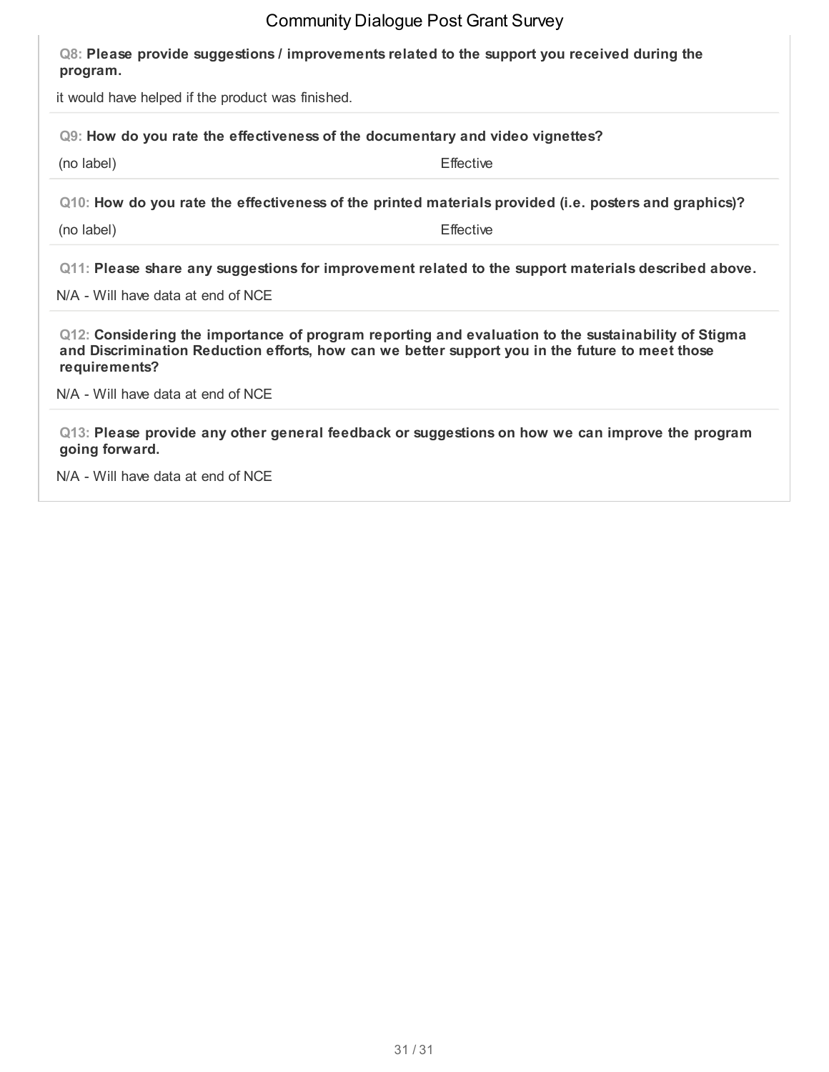**Q8: Please provide suggestions / improvements related to the support you received during the program.**

it would have helped if the product was finished.

**Q9: How do you rate the effectiveness of the documentary and video vignettes?**

| | |
|---|---|
| (no label) | Effective |

**Q10: How do you rate the effectiveness of the printed materials provided (i.e. posters and graphics)?**

| | |
|---|---|
| (no label) | Effective |

**Q11: Please share any suggestions for improvement related to the support materials described above.**

N/A - Will have data at end of NCE

**Q12: Considering the importance of program reporting and evaluation to the sustainability of Stigma and Discrimination Reduction efforts, how can we better support you in the future to meet those requirements?**

N/A - Will have data at end of NCE

**Q13: Please provide any other general feedback or suggestions on how we can improve the program going forward.**

N/A - Will have data at end of NCE